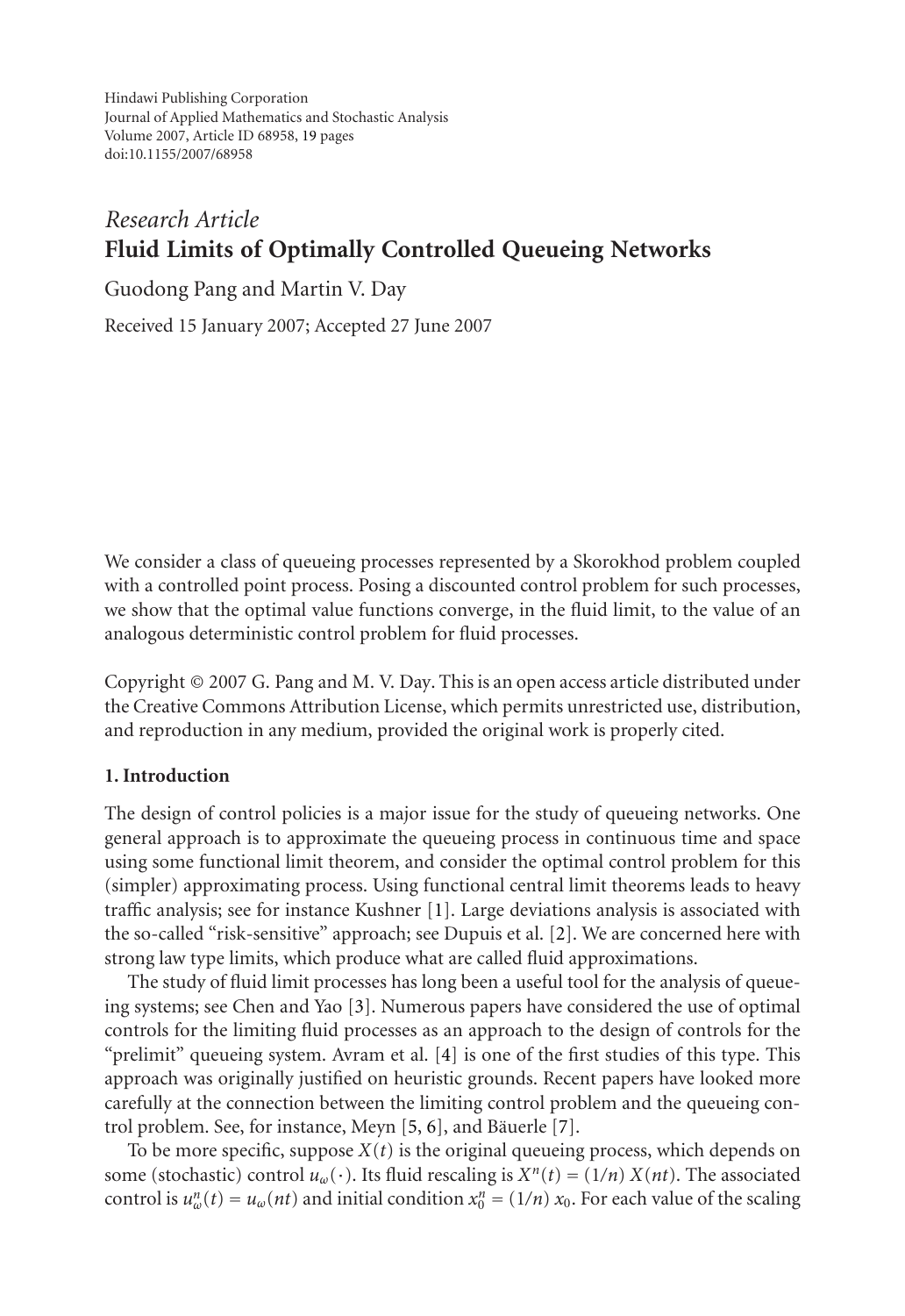Hindawi Publishing Corporation
Journal of Applied Mathematics and Stochastic Analysis
Volume 2007, Article ID 68958, 19 pages
doi:10.1155/2007/68958

*Research Article*

# Fluid Limits of Optimally Controlled Queueing Networks

Guodong Pang and Martin V. Day

Received 15 January 2007; Accepted 27 June 2007

We consider a class of queueing processes represented by a Skorokhod problem coupled with a controlled point process. Posing a discounted control problem for such processes, we show that the optimal value functions converge, in the fluid limit, to the value of an analogous deterministic control problem for fluid processes.

Copyright © 2007 G. Pang and M. V. Day. This is an open access article distributed under the Creative Commons Attribution License, which permits unrestricted use, distribution, and reproduction in any medium, provided the original work is properly cited.

## 1. Introduction

The design of control policies is a major issue for the study of queueing networks. One general approach is to approximate the queueing process in continuous time and space using some functional limit theorem, and consider the optimal control problem for this (simpler) approximating process. Using functional central limit theorems leads to heavy traffic analysis; see for instance Kushner [1]. Large deviations analysis is associated with the so-called "risk-sensitive" approach; see Dupuis et al. [2]. We are concerned here with strong law type limits, which produce what are called fluid approximations.

The study of fluid limit processes has long been a useful tool for the analysis of queueing systems; see Chen and Yao [3]. Numerous papers have considered the use of optimal controls for the limiting fluid processes as an approach to the design of controls for the "prelimit" queueing system. Avram et al. [4] is one of the first studies of this type. This approach was originally justified on heuristic grounds. Recent papers have looked more carefully at the connection between the limiting control problem and the queueing control problem. See, for instance, Meyn [5, 6], and Bäuerle [7].

To be more specific, suppose $X(t)$ is the original queueing process, which depends on some (stochastic) control $u_\omega(\cdot)$. Its fluid rescaling is $X^n(t) = (1/n)\,X(nt)$. The associated control is $u^n_\omega(t) = u_\omega(nt)$ and initial condition $x^n_0 = (1/n)\,x_0$. For each value of the scaling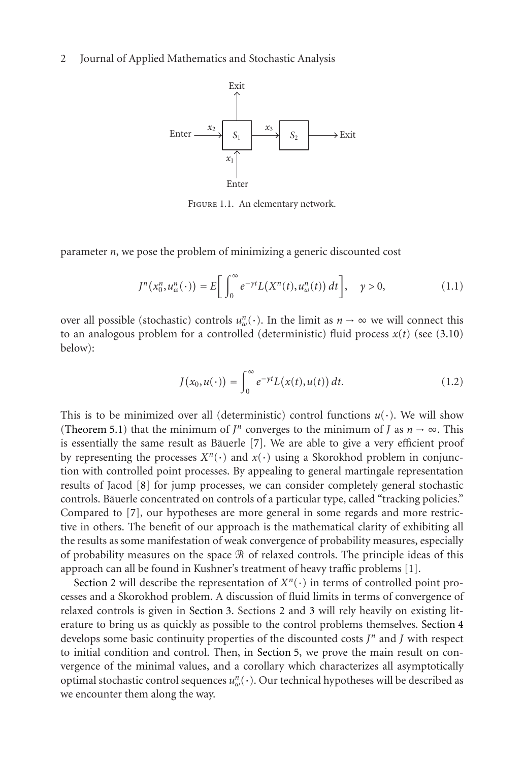Figure 1.1. An elementary network.

parameter $n$, we pose the problem of minimizing a generic discounted cost

$$J^n(x_0^n, u_\omega^n(\cdot)) = E\left[\int_0^\infty e^{-\gamma t} L(X^n(t), u_\omega^n(t))\, dt\right], \quad \gamma > 0, \tag{1.1}$$

over all possible (stochastic) controls $u_\omega^n(\cdot)$. In the limit as $n \to \infty$ we will connect this to an analogous problem for a controlled (deterministic) fluid process $x(t)$ (see (3.10) below):

$$J(x_0, u(\cdot)) = \int_0^\infty e^{-\gamma t} L(x(t), u(t))\, dt. \tag{1.2}$$

This is to be minimized over all (deterministic) control functions $u(\cdot)$. We will show (Theorem 5.1) that the minimum of $J^n$ converges to the minimum of $J$ as $n \to \infty$. This is essentially the same result as Bäuerle [7]. We are able to give a very efficient proof by representing the processes $X^n(\cdot)$ and $x(\cdot)$ using a Skorokhod problem in conjunction with controlled point processes. By appealing to general martingale representation results of Jacod [8] for jump processes, we can consider completely general stochastic controls. Bäuerle concentrated on controls of a particular type, called "tracking policies." Compared to [7], our hypotheses are more general in some regards and more restrictive in others. The benefit of our approach is the mathematical clarity of exhibiting all the results as some manifestation of weak convergence of probability measures, especially of probability measures on the space $\mathcal{R}$ of relaxed controls. The principle ideas of this approach can all be found in Kushner's treatment of heavy traffic problems [1].

Section 2 will describe the representation of $X^n(\cdot)$ in terms of controlled point processes and a Skorokhod problem. A discussion of fluid limits in terms of convergence of relaxed controls is given in Section 3. Sections 2 and 3 will rely heavily on existing literature to bring us as quickly as possible to the control problems themselves. Section 4 develops some basic continuity properties of the discounted costs $J^n$ and $J$ with respect to initial condition and control. Then, in Section 5, we prove the main result on convergence of the minimal values, and a corollary which characterizes all asymptotically optimal stochastic control sequences $u_\omega^n(\cdot)$. Our technical hypotheses will be described as we encounter them along the way.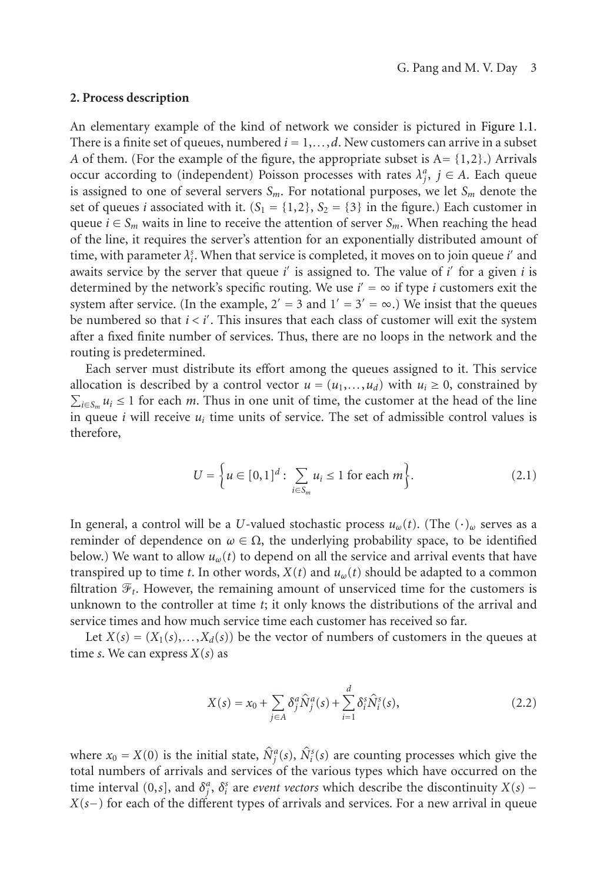## 2. Process description

An elementary example of the kind of network we consider is pictured in Figure 1.1. There is a finite set of queues, numbered $i = 1,\dots,d$. New customers can arrive in a subset $A$ of them. (For the example of the figure, the appropriate subset is $A = \{1,2\}$.) Arrivals occur according to (independent) Poisson processes with rates $\lambda_j^a$, $j \in A$. Each queue is assigned to one of several servers $S_m$. For notational purposes, we let $S_m$ denote the set of queues $i$ associated with it. ($S_1 = \{1,2\}$, $S_2 = \{3\}$ in the figure.) Each customer in queue $i \in S_m$ waits in line to receive the attention of server $S_m$. When reaching the head of the line, it requires the server's attention for an exponentially distributed amount of time, with parameter $\lambda_i^s$. When that service is completed, it moves on to join queue $i'$ and awaits service by the server that queue $i'$ is assigned to. The value of $i'$ for a given $i$ is determined by the network's specific routing. We use $i' = \infty$ if type $i$ customers exit the system after service. (In the example, $2' = 3$ and $1' = 3' = \infty$.) We insist that the queues be numbered so that $i < i'$. This insures that each class of customer will exit the system after a fixed finite number of services. Thus, there are no loops in the network and the routing is predetermined.

Each server must distribute its effort among the queues assigned to it. This service allocation is described by a control vector $u = (u_1,\dots,u_d)$ with $u_i \geq 0$, constrained by $\sum_{i \in S_m} u_i \leq 1$ for each $m$. Thus in one unit of time, the customer at the head of the line in queue $i$ will receive $u_i$ time units of service. The set of admissible control values is therefore,

$$U = \left\{ u \in [0,1]^d : \sum_{i \in S_m} u_i \leq 1 \text{ for each } m \right\}. \tag{2.1}$$

In general, a control will be a $U$-valued stochastic process $u_\omega(t)$. (The $(\cdot)_\omega$ serves as a reminder of dependence on $\omega \in \Omega$, the underlying probability space, to be identified below.) We want to allow $u_\omega(t)$ to depend on all the service and arrival events that have transpired up to time $t$. In other words, $X(t)$ and $u_\omega(t)$ should be adapted to a common filtration $\mathcal{F}_t$. However, the remaining amount of unserviced time for the customers is unknown to the controller at time $t$; it only knows the distributions of the arrival and service times and how much service time each customer has received so far.

Let $X(s) = (X_1(s),\dots,X_d(s))$ be the vector of numbers of customers in the queues at time $s$. We can express $X(s)$ as

$$X(s) = x_0 + \sum_{j \in A} \delta_j^a \hat{N}_j^a(s) + \sum_{i=1}^{d} \delta_i^s \hat{N}_i^s(s), \tag{2.2}$$

where $x_0 = X(0)$ is the initial state, $\hat{N}_j^a(s)$, $\hat{N}_i^s(s)$ are counting processes which give the total numbers of arrivals and services of the various types which have occurred on the time interval $(0,s]$, and $\delta_j^a$, $\delta_i^s$ are *event vectors* which describe the discontinuity $X(s) - X(s-)$ for each of the different types of arrivals and services. For a new arrival in queue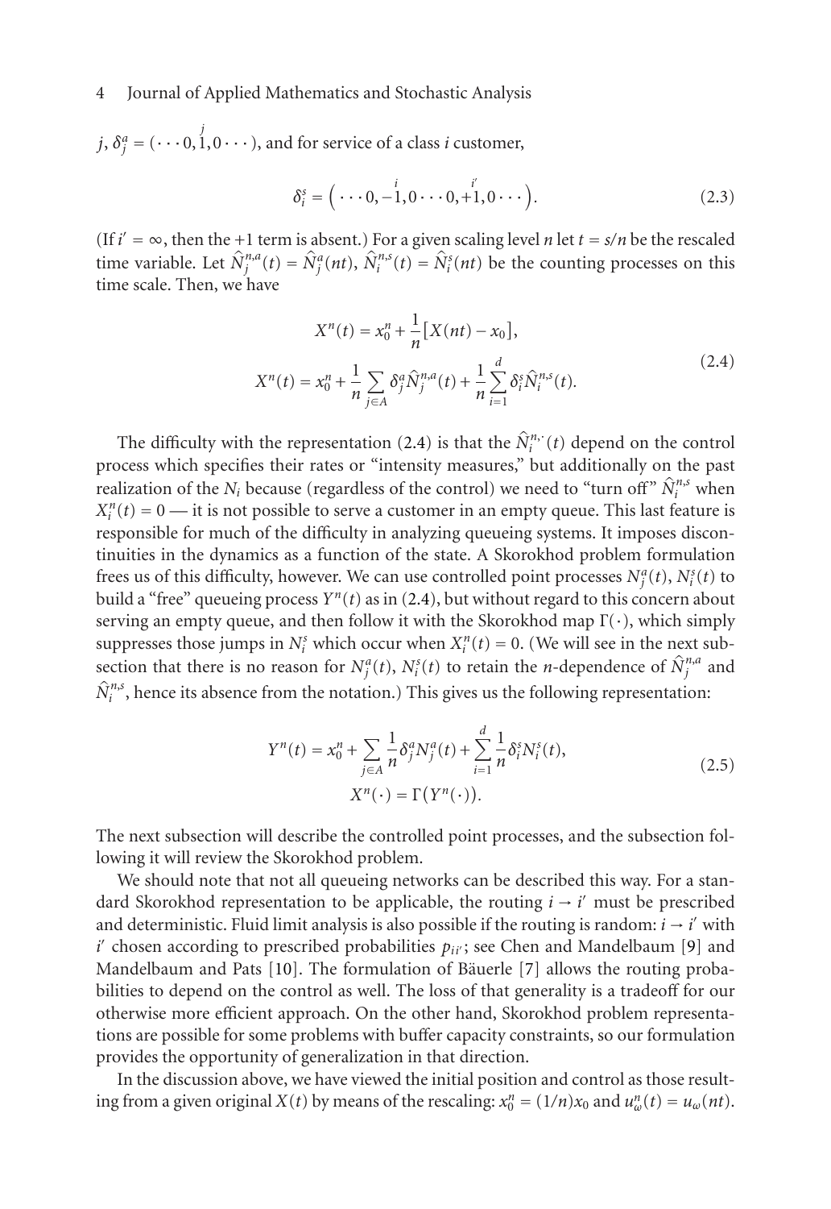$j$, $\delta_j^a = (\cdots 0, \overset{j}{1}, 0 \cdots)$, and for service of a class $i$ customer,

$$\delta_i^s = \left( \cdots 0, \overset{i}{-1}, 0 \cdots 0, \overset{i'}{+1}, 0 \cdots \right). \tag{2.3}$$

(If $i' = \infty$, then the $+1$ term is absent.) For a given scaling level $n$ let $t = s/n$ be the rescaled time variable. Let $\widehat{N}_j^{n,a}(t) = \widehat{N}_j^a(nt)$, $\widehat{N}_i^{n,s}(t) = \widehat{N}_i^s(nt)$ be the counting processes on this time scale. Then, we have

$$\begin{aligned}
X^n(t) &= x_0^n + \frac{1}{n}\left[X(nt) - x_0\right], \\
X^n(t) &= x_0^n + \frac{1}{n}\sum_{j \in A} \delta_j^a \widehat{N}_j^{n,a}(t) + \frac{1}{n}\sum_{i=1}^{d} \delta_i^s \widehat{N}_i^{n,s}(t).
\end{aligned} \tag{2.4}$$

The difficulty with the representation (2.4) is that the $\widehat{N}_i^{n,\cdot}(t)$ depend on the control process which specifies their rates or "intensity measures," but additionally on the past realization of the $N_i$ because (regardless of the control) we need to "turn off" $\widehat{N}_i^{n,s}$ when $X_i^n(t) = 0$ — it is not possible to serve a customer in an empty queue. This last feature is responsible for much of the difficulty in analyzing queueing systems. It imposes discontinuities in the dynamics as a function of the state. A Skorokhod problem formulation frees us of this difficulty, however. We can use controlled point processes $N_j^a(t)$, $N_i^s(t)$ to build a "free" queueing process $Y^n(t)$ as in (2.4), but without regard to this concern about serving an empty queue, and then follow it with the Skorokhod map $\Gamma(\cdot)$, which simply suppresses those jumps in $N_i^s$ which occur when $X_i^n(t) = 0$. (We will see in the next subsection that there is no reason for $N_j^a(t)$, $N_i^s(t)$ to retain the $n$-dependence of $\widehat{N}_j^{n,a}$ and $\widehat{N}_i^{n,s}$, hence its absence from the notation.) This gives us the following representation:

$$\begin{aligned}
Y^n(t) &= x_0^n + \sum_{j \in A} \frac{1}{n}\delta_j^a N_j^a(t) + \sum_{i=1}^{d} \frac{1}{n}\delta_i^s N_i^s(t), \\
X^n(\cdot) &= \Gamma\left(Y^n(\cdot)\right).
\end{aligned} \tag{2.5}$$

The next subsection will describe the controlled point processes, and the subsection following it will review the Skorokhod problem.

We should note that not all queueing networks can be described this way. For a standard Skorokhod representation to be applicable, the routing $i \to i'$ must be prescribed and deterministic. Fluid limit analysis is also possible if the routing is random: $i \to i'$ with $i'$ chosen according to prescribed probabilities $p_{ii'}$; see Chen and Mandelbaum [9] and Mandelbaum and Pats [10]. The formulation of Bäuerle [7] allows the routing probabilities to depend on the control as well. The loss of that generality is a tradeoff for our otherwise more efficient approach. On the other hand, Skorokhod problem representations are possible for some problems with buffer capacity constraints, so our formulation provides the opportunity of generalization in that direction.

In the discussion above, we have viewed the initial position and control as those resulting from a given original $X(t)$ by means of the rescaling: $x_0^n = (1/n)x_0$ and $u_\omega^n(t) = u_\omega(nt)$.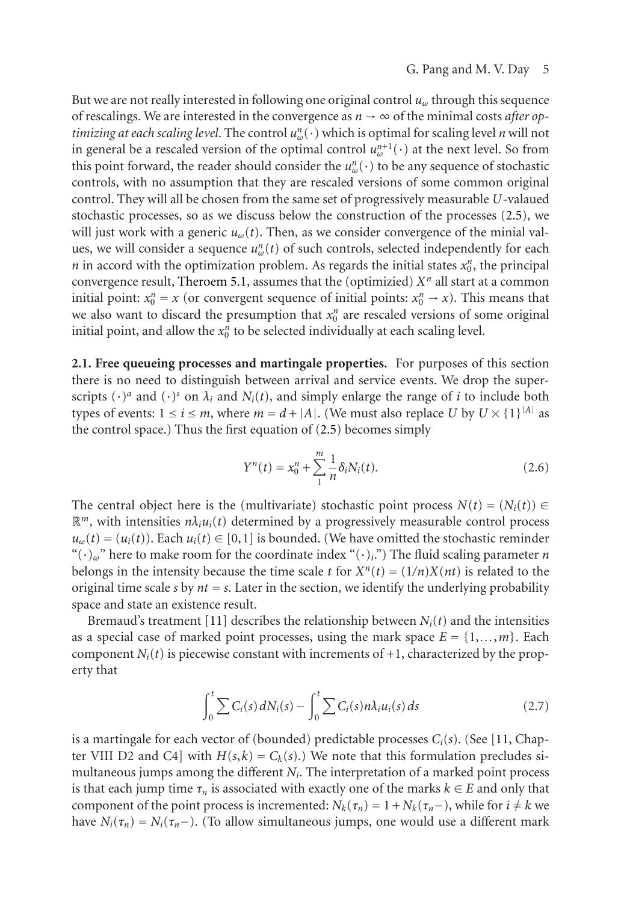But we are not really interested in following one original control $u_\omega$ through this sequence of rescalings. We are interested in the convergence as $n \to \infty$ of the minimal costs *after optimizing at each scaling level*. The control $u^n_\omega(\cdot)$ which is optimal for scaling level $n$ will not in general be a rescaled version of the optimal control $u^{n+1}_\omega(\cdot)$ at the next level. So from this point forward, the reader should consider the $u^n_\omega(\cdot)$ to be any sequence of stochastic controls, with no assumption that they are rescaled versions of some common original control. They will all be chosen from the same set of progressively measurable $U$-valaued stochastic processes, so as we discuss below the construction of the processes (2.5), we will just work with a generic $u_\omega(t)$. Then, as we consider convergence of the minial values, we will consider a sequence $u^n_\omega(t)$ of such controls, selected independently for each $n$ in accord with the optimization problem. As regards the initial states $x^n_0$, the principal convergence result, Theroem 5.1, assumes that the (optimizied) $X^n$ all start at a common initial point: $x^n_0 = x$ (or convergent sequence of initial points: $x^n_0 \to x$). This means that we also want to discard the presumption that $x^n_0$ are rescaled versions of some original initial point, and allow the $x^n_0$ to be selected individually at each scaling level.

**2.1. Free queueing processes and martingale properties.** For purposes of this section there is no need to distinguish between arrival and service events. We drop the superscripts $(\cdot)^a$ and $(\cdot)^s$ on $\lambda_i$ and $N_i(t)$, and simply enlarge the range of $i$ to include both types of events: $1 \le i \le m$, where $m = d + |A|$. (We must also replace $U$ by $U \times \{1\}^{|A|}$ as the control space.) Thus the first equation of (2.5) becomes simply

$$Y^n(t) = x^n_0 + \sum_1^m \frac{1}{n}\delta_i N_i(t). \tag{2.6}$$

The central object here is the (multivariate) stochastic point process $N(t) = (N_i(t)) \in \mathbb{R}^m$, with intensities $n\lambda_i u_i(t)$ determined by a progressively measurable control process $u_\omega(t) = (u_i(t))$. Each $u_i(t) \in [0,1]$ is bounded. (We have omitted the stochastic reminder "$(\cdot)_\omega$" here to make room for the coordinate index "$(\cdot)_i$.") The fluid scaling parameter $n$ belongs in the intensity because the time scale $t$ for $X^n(t) = (1/n)X(nt)$ is related to the original time scale $s$ by $nt = s$. Later in the section, we identify the underlying probability space and state an existence result.

Bremaud's treatment [11] describes the relationship between $N_i(t)$ and the intensities as a special case of marked point processes, using the mark space $E = \{1,\ldots,m\}$. Each component $N_i(t)$ is piecewise constant with increments of $+1$, characterized by the property that

$$\int_0^t \sum C_i(s)\,dN_i(s) - \int_0^t \sum C_i(s) n\lambda_i u_i(s)\,ds \tag{2.7}$$

is a martingale for each vector of (bounded) predictable processes $C_i(s)$. (See [11, Chapter VIII D2 and C4] with $H(s,k) = C_k(s)$.) We note that this formulation precludes simultaneous jumps among the different $N_i$. The interpretation of a marked point process is that each jump time $\tau_n$ is associated with exactly one of the marks $k \in E$ and only that component of the point process is incremented: $N_k(\tau_n) = 1 + N_k(\tau_n-)$, while for $i \ne k$ we have $N_i(\tau_n) = N_i(\tau_n-)$. (To allow simultaneous jumps, one would use a different mark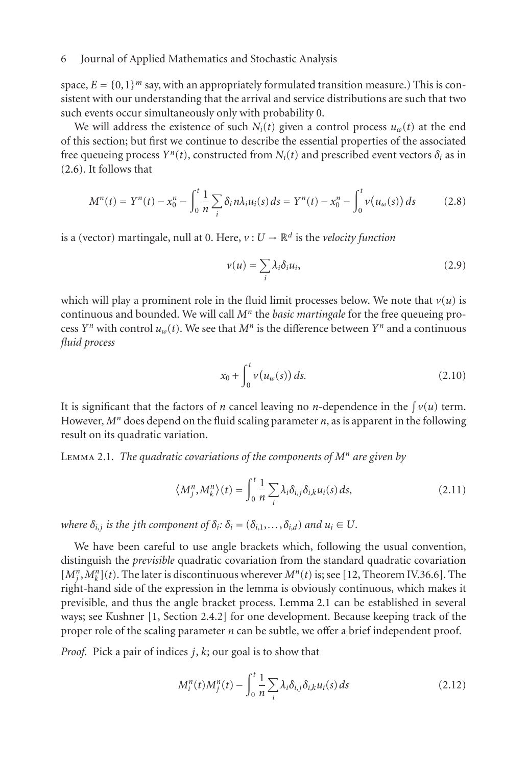space, $E = \{0,1\}^m$ say, with an appropriately formulated transition measure.) This is consistent with our understanding that the arrival and service distributions are such that two such events occur simultaneously only with probability 0.

We will address the existence of such $N_i(t)$ given a control process $u_\omega(t)$ at the end of this section; but first we continue to describe the essential properties of the associated free queueing process $Y^n(t)$, constructed from $N_i(t)$ and prescribed event vectors $\delta_i$ as in (2.6). It follows that

$$M^n(t) = Y^n(t) - x_0^n - \int_0^t \frac{1}{n}\sum_i \delta_i n\lambda_i u_i(s)\,ds = Y^n(t) - x_0^n - \int_0^t \nu\big(u_\omega(s)\big)\,ds \tag{2.8}$$

is a (vector) martingale, null at 0. Here, $\nu : U \to \mathbb{R}^d$ is the *velocity function*

$$\nu(u) = \sum_i \lambda_i \delta_i u_i, \tag{2.9}$$

which will play a prominent role in the fluid limit processes below. We note that $\nu(u)$ is continuous and bounded. We will call $M^n$ the *basic martingale* for the free queueing process $Y^n$ with control $u_\omega(t)$. We see that $M^n$ is the difference between $Y^n$ and a continuous *fluid process*

$$x_0 + \int_0^t \nu\big(u_\omega(s)\big)\,ds. \tag{2.10}$$

It is significant that the factors of $n$ cancel leaving no $n$-dependence in the $\int \nu(u)$ term. However, $M^n$ does depend on the fluid scaling parameter $n$, as is apparent in the following result on its quadratic variation.

Lemma 2.1. *The quadratic covariations of the components of $M^n$ are given by*

$$\langle M_j^n, M_k^n\rangle(t) = \int_0^t \frac{1}{n}\sum_i \lambda_i \delta_{i,j}\delta_{i,k} u_i(s)\,ds, \tag{2.11}$$

*where $\delta_{i,j}$ is the $j$th component of $\delta_i$: $\delta_i = (\delta_{i,1},\ldots,\delta_{i,d})$ and $u_i \in U$.*

We have been careful to use angle brackets which, following the usual convention, distinguish the *previsible* quadratic covariation from the standard quadratic covariation $[M_j^n, M_k^n](t)$. The later is discontinuous wherever $M^n(t)$ is; see [12, Theorem IV.36.6]. The right-hand side of the expression in the lemma is obviously continuous, which makes it previsible, and thus the angle bracket process. Lemma 2.1 can be established in several ways; see Kushner [1, Section 2.4.2] for one development. Because keeping track of the proper role of the scaling parameter $n$ can be subtle, we offer a brief independent proof.

*Proof.* Pick a pair of indices $j$, $k$; our goal is to show that

$$M_i^n(t)M_j^n(t) - \int_0^t \frac{1}{n}\sum_i \lambda_i \delta_{i,j}\delta_{i,k} u_i(s)\,ds \tag{2.12}$$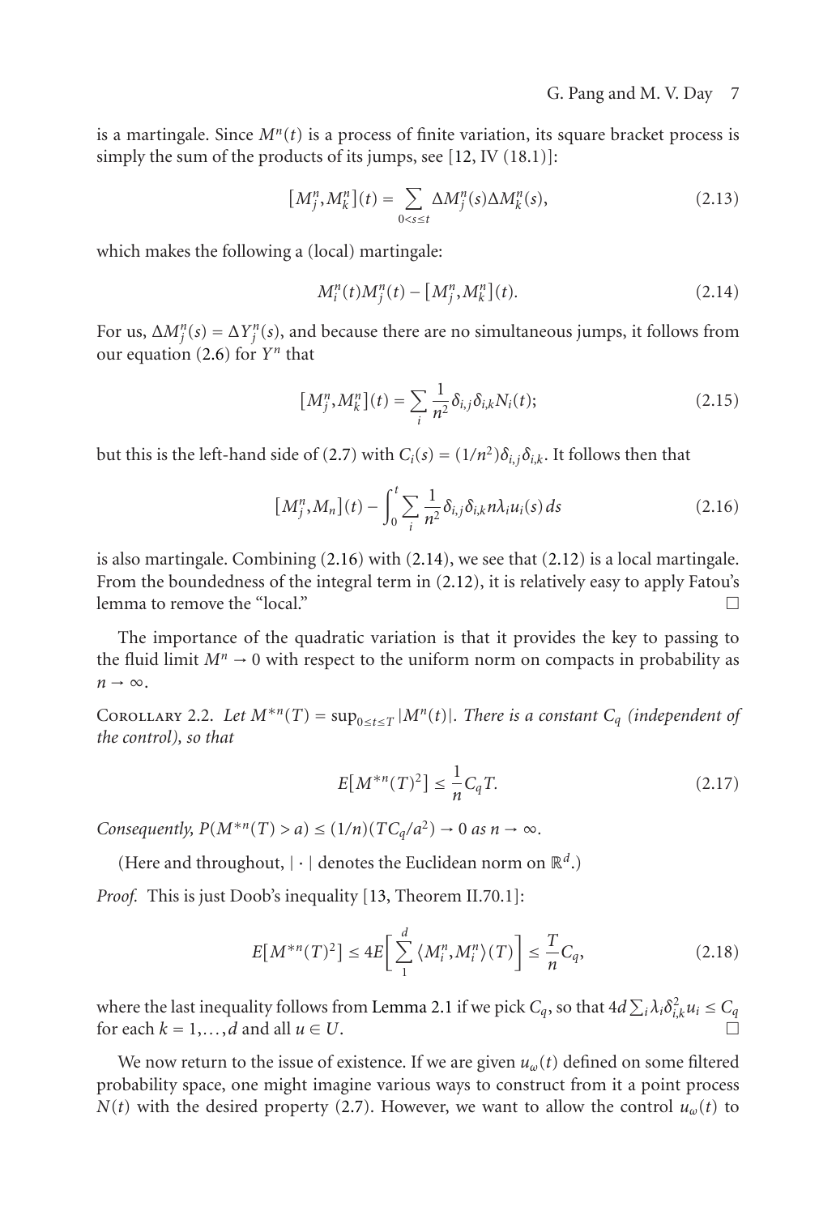is a martingale. Since $M^n(t)$ is a process of finite variation, its square bracket process is simply the sum of the products of its jumps, see [12, IV (18.1)]:

$$[M_j^n, M_k^n](t) = \sum_{0<s\le t} \Delta M_j^n(s)\Delta M_k^n(s), \tag{2.13}$$

which makes the following a (local) martingale:

$$M_i^n(t)M_j^n(t) - [M_j^n, M_k^n](t). \tag{2.14}$$

For us, $\Delta M_j^n(s) = \Delta Y_j^n(s)$, and because there are no simultaneous jumps, it follows from our equation (2.6) for $Y^n$ that

$$[M_j^n, M_k^n](t) = \sum_i \frac{1}{n^2}\delta_{i,j}\delta_{i,k}N_i(t); \tag{2.15}$$

but this is the left-hand side of (2.7) with $C_i(s) = (1/n^2)\delta_{i,j}\delta_{i,k}$. It follows then that

$$[M_j^n, M_n](t) - \int_0^t \sum_i \frac{1}{n^2}\delta_{i,j}\delta_{i,k}n\lambda_i u_i(s)\,ds \tag{2.16}$$

is also martingale. Combining (2.16) with (2.14), we see that (2.12) is a local martingale. From the boundedness of the integral term in (2.12), it is relatively easy to apply Fatou's lemma to remove the "local." □

The importance of the quadratic variation is that it provides the key to passing to the fluid limit $M^n \to 0$ with respect to the uniform norm on compacts in probability as $n \to \infty$.

Corollary 2.2. *Let $M^{*n}(T) = \sup_{0\le t\le T}|M^n(t)|$. There is a constant $C_q$ (independent of the control), so that*

$$E[M^{*n}(T)^2] \le \frac{1}{n}C_q T. \tag{2.17}$$

*Consequently, $P(M^{*n}(T) > a) \le (1/n)(TC_q/a^2) \to 0$ as $n \to \infty$.*

(Here and throughout, $|\cdot|$ denotes the Euclidean norm on $\mathbb{R}^d$.)

*Proof.* This is just Doob's inequality [13, Theorem II.70.1]:

$$E[M^{*n}(T)^2] \le 4E\left[\sum_1^d \langle M_i^n, M_i^n\rangle(T)\right] \le \frac{T}{n}C_q, \tag{2.18}$$

where the last inequality follows from Lemma 2.1 if we pick $C_q$, so that $4d\sum_i \lambda_i\delta_{i,k}^2 u_i \le C_q$ for each $k = 1,\dots,d$ and all $u \in U$. □

We now return to the issue of existence. If we are given $u_\omega(t)$ defined on some filtered probability space, one might imagine various ways to construct from it a point process $N(t)$ with the desired property (2.7). However, we want to allow the control $u_\omega(t)$ to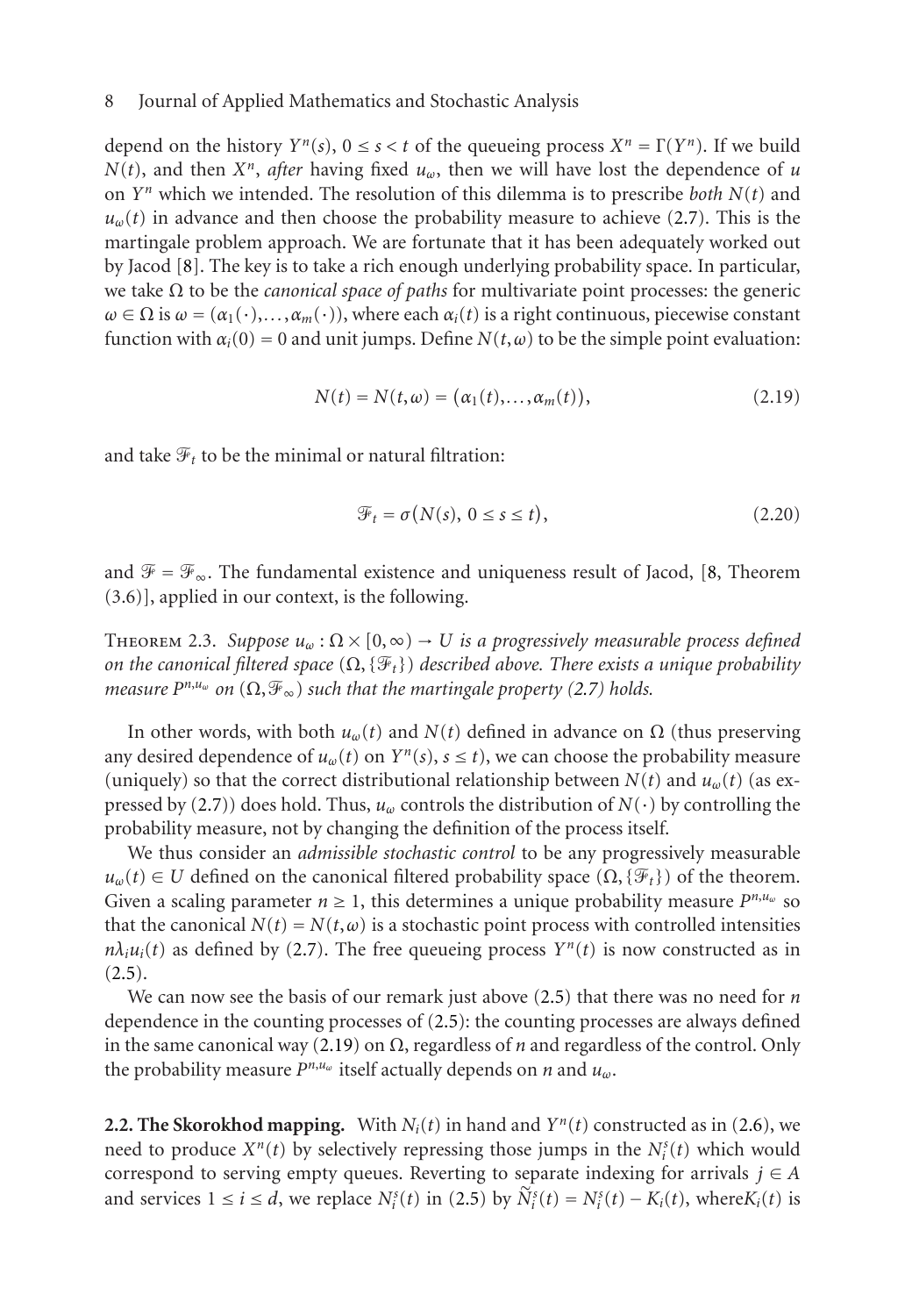depend on the history $Y^n(s)$, $0 \le s < t$ of the queueing process $X^n = \Gamma(Y^n)$. If we build $N(t)$, and then $X^n$, *after* having fixed $u_\omega$, then we will have lost the dependence of $u$ on $Y^n$ which we intended. The resolution of this dilemma is to prescribe *both* $N(t)$ and $u_\omega(t)$ in advance and then choose the probability measure to achieve (2.7). This is the martingale problem approach. We are fortunate that it has been adequately worked out by Jacod [8]. The key is to take a rich enough underlying probability space. In particular, we take $\Omega$ to be the *canonical space of paths* for multivariate point processes: the generic $\omega \in \Omega$ is $\omega = (\alpha_1(\cdot), \dots, \alpha_m(\cdot))$, where each $\alpha_i(t)$ is a right continuous, piecewise constant function with $\alpha_i(0) = 0$ and unit jumps. Define $N(t,\omega)$ to be the simple point evaluation:

$$N(t) = N(t,\omega) = \big(\alpha_1(t), \dots, \alpha_m(t)\big), \tag{2.19}$$

and take $\mathcal{F}_t$ to be the minimal or natural filtration:

$$\mathcal{F}_t = \sigma\big(N(s),\ 0 \le s \le t\big), \tag{2.20}$$

and $\mathcal{F} = \mathcal{F}_\infty$. The fundamental existence and uniqueness result of Jacod, [8, Theorem (3.6)], applied in our context, is the following.

Theorem 2.3. *Suppose $u_\omega : \Omega \times [0,\infty) \to U$ is a progressively measurable process defined on the canonical filtered space $(\Omega, \{\mathcal{F}_t\})$ described above. There exists a unique probability measure $P^{n,u_\omega}$ on $(\Omega, \mathcal{F}_\infty)$ such that the martingale property (2.7) holds.*

In other words, with both $u_\omega(t)$ and $N(t)$ defined in advance on $\Omega$ (thus preserving any desired dependence of $u_\omega(t)$ on $Y^n(s)$, $s \le t$), we can choose the probability measure (uniquely) so that the correct distributional relationship between $N(t)$ and $u_\omega(t)$ (as expressed by (2.7)) does hold. Thus, $u_\omega$ controls the distribution of $N(\cdot)$ by controlling the probability measure, not by changing the definition of the process itself.

We thus consider an *admissible stochastic control* to be any progressively measurable $u_\omega(t) \in U$ defined on the canonical filtered probability space $(\Omega, \{\mathcal{F}_t\})$ of the theorem. Given a scaling parameter $n \ge 1$, this determines a unique probability measure $P^{n,u_\omega}$ so that the canonical $N(t) = N(t,\omega)$ is a stochastic point process with controlled intensities $n\lambda_i u_i(t)$ as defined by (2.7). The free queueing process $Y^n(t)$ is now constructed as in (2.5).

We can now see the basis of our remark just above (2.5) that there was no need for $n$ dependence in the counting processes of (2.5): the counting processes are always defined in the same canonical way (2.19) on $\Omega$, regardless of $n$ and regardless of the control. Only the probability measure $P^{n,u_\omega}$ itself actually depends on $n$ and $u_\omega$.

**2.2. The Skorokhod mapping.** With $N_i(t)$ in hand and $Y^n(t)$ constructed as in (2.6), we need to produce $X^n(t)$ by selectively repressing those jumps in the $N_i^s(t)$ which would correspond to serving empty queues. Reverting to separate indexing for arrivals $j \in A$ and services $1 \le i \le d$, we replace $N_i^s(t)$ in (2.5) by $\tilde{N}_i^s(t) = N_i^s(t) - K_i(t)$, where$K_i(t)$ is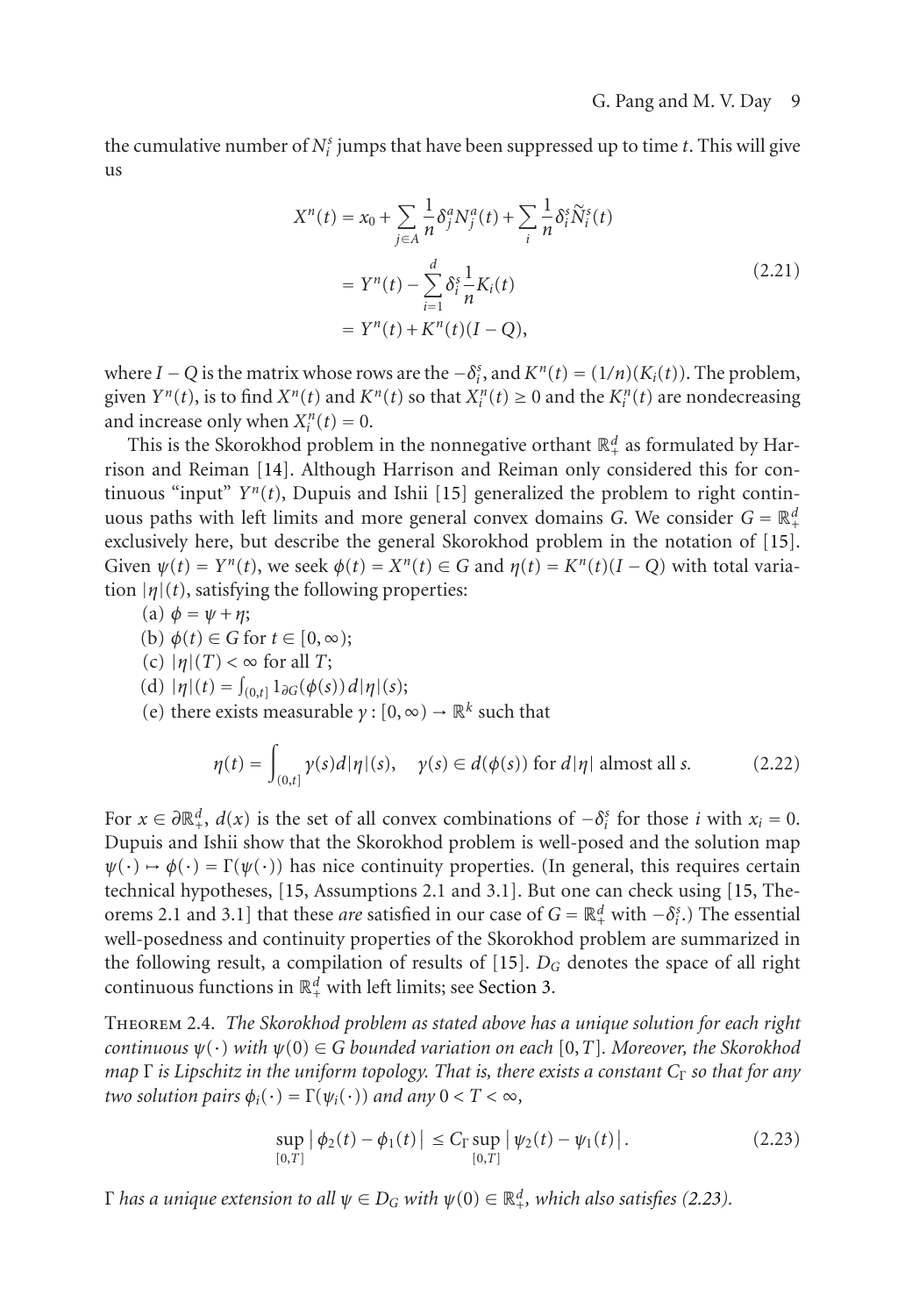the cumulative number of $N_i^s$ jumps that have been suppressed up to time $t$. This will give us

$$
\begin{aligned}
X^n(t) &= x_0 + \sum_{j \in A} \frac{1}{n} \delta_j^a N_j^a(t) + \sum_i \frac{1}{n} \delta_i^s \widetilde{N}_i^s(t) \\
&= Y^n(t) - \sum_{i=1}^{d} \delta_i^s \frac{1}{n} K_i(t) \\
&= Y^n(t) + K^n(t)(I - Q),
\end{aligned}
\tag{2.21}
$$

where $I - Q$ is the matrix whose rows are the $-\delta_i^s$, and $K^n(t) = (1/n)(K_i(t))$. The problem, given $Y^n(t)$, is to find $X^n(t)$ and $K^n(t)$ so that $X_i^n(t) \geq 0$ and the $K_i^n(t)$ are nondecreasing and increase only when $X_i^n(t) = 0$.

This is the Skorokhod problem in the nonnegative orthant $\mathbb{R}_+^d$ as formulated by Harrison and Reiman [14]. Although Harrison and Reiman only considered this for continuous "input" $Y^n(t)$, Dupuis and Ishii [15] generalized the problem to right continuous paths with left limits and more general convex domains $G$. We consider $G = \mathbb{R}_+^d$ exclusively here, but describe the general Skorokhod problem in the notation of [15]. Given $\psi(t) = Y^n(t)$, we seek $\phi(t) = X^n(t) \in G$ and $\eta(t) = K^n(t)(I - Q)$ with total variation $|\eta|(t)$, satisfying the following properties:

(a) $\phi = \psi + \eta$;

(b) $\phi(t) \in G$ for $t \in [0, \infty)$;

(c) $|\eta|(T) < \infty$ for all $T$;

(d) $|\eta|(t) = \int_{(0,t]} 1_{\partial G}(\phi(s))\, d|\eta|(s)$;

(e) there exists measurable $\gamma : [0, \infty) \to \mathbb{R}^k$ such that

$$
\eta(t) = \int_{(0,t]} \gamma(s) d|\eta|(s), \quad \gamma(s) \in d(\phi(s)) \text{ for } d|\eta| \text{ almost all } s.
\tag{2.22}
$$

For $x \in \partial \mathbb{R}_+^d$, $d(x)$ is the set of all convex combinations of $-\delta_i^s$ for those $i$ with $x_i = 0$. Dupuis and Ishii show that the Skorokhod problem is well-posed and the solution map $\psi(\cdot) \mapsto \phi(\cdot) = \Gamma(\psi(\cdot))$ has nice continuity properties. (In general, this requires certain technical hypotheses, [15, Assumptions 2.1 and 3.1]. But one can check using [15, Theorems 2.1 and 3.1] that these *are* satisfied in our case of $G = \mathbb{R}_+^d$ with $-\delta_i^s$.) The essential well-posedness and continuity properties of the Skorokhod problem are summarized in the following result, a compilation of results of [15]. $D_G$ denotes the space of all right continuous functions in $\mathbb{R}_+^d$ with left limits; see Section 3.

Theorem 2.4. *The Skorokhod problem as stated above has a unique solution for each right continuous $\psi(\cdot)$ with $\psi(0) \in G$ bounded variation on each $[0, T]$. Moreover, the Skorokhod map $\Gamma$ is Lipschitz in the uniform topology. That is, there exists a constant $C_\Gamma$ so that for any two solution pairs $\phi_i(\cdot) = \Gamma(\psi_i(\cdot))$ and any $0 < T < \infty$,*

$$
\sup_{[0,T]} \left| \phi_2(t) - \phi_1(t) \right| \leq C_\Gamma \sup_{[0,T]} \left| \psi_2(t) - \psi_1(t) \right|.
\tag{2.23}
$$

*$\Gamma$ has a unique extension to all $\psi \in D_G$ with $\psi(0) \in \mathbb{R}_+^d$, which also satisfies (2.23).*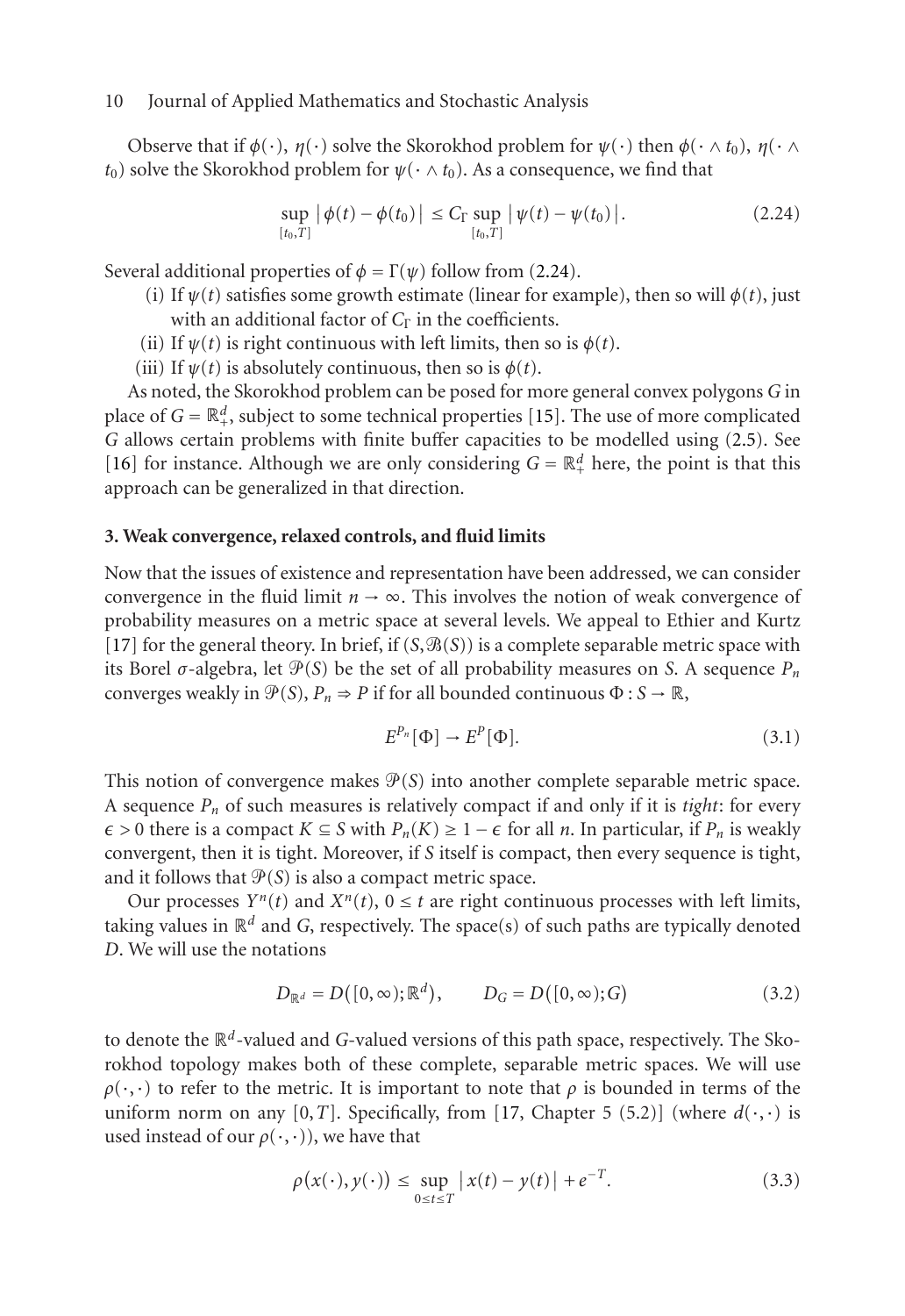Observe that if $\phi(\cdot)$, $\eta(\cdot)$ solve the Skorokhod problem for $\psi(\cdot)$ then $\phi(\cdot \wedge t_0)$, $\eta(\cdot \wedge t_0)$ solve the Skorokhod problem for $\psi(\cdot \wedge t_0)$. As a consequence, we find that

$$\sup_{[t_0,T]} \left| \phi(t) - \phi(t_0) \right| \leq C_\Gamma \sup_{[t_0,T]} \left| \psi(t) - \psi(t_0) \right|. \tag{2.24}$$

Several additional properties of $\phi = \Gamma(\psi)$ follow from (2.24).

(i) If $\psi(t)$ satisfies some growth estimate (linear for example), then so will $\phi(t)$, just with an additional factor of $C_\Gamma$ in the coefficients.

(ii) If $\psi(t)$ is right continuous with left limits, then so is $\phi(t)$.

(iii) If $\psi(t)$ is absolutely continuous, then so is $\phi(t)$.

As noted, the Skorokhod problem can be posed for more general convex polygons $G$ in place of $G = \mathbb{R}^d_+$, subject to some technical properties [15]. The use of more complicated $G$ allows certain problems with finite buffer capacities to be modelled using (2.5). See [16] for instance. Although we are only considering $G = \mathbb{R}^d_+$ here, the point is that this approach can be generalized in that direction.

## 3. Weak convergence, relaxed controls, and fluid limits

Now that the issues of existence and representation have been addressed, we can consider convergence in the fluid limit $n \to \infty$. This involves the notion of weak convergence of probability measures on a metric space at several levels. We appeal to Ethier and Kurtz [17] for the general theory. In brief, if $(S, \mathcal{B}(S))$ is a complete separable metric space with its Borel $\sigma$-algebra, let $\mathcal{P}(S)$ be the set of all probability measures on $S$. A sequence $P_n$ converges weakly in $\mathcal{P}(S)$, $P_n \Rightarrow P$ if for all bounded continuous $\Phi : S \to \mathbb{R}$,

$$E^{P_n}[\Phi] \to E^P[\Phi]. \tag{3.1}$$

This notion of convergence makes $\mathcal{P}(S)$ into another complete separable metric space. A sequence $P_n$ of such measures is relatively compact if and only if it is *tight*: for every $\epsilon > 0$ there is a compact $K \subseteq S$ with $P_n(K) \geq 1 - \epsilon$ for all $n$. In particular, if $P_n$ is weakly convergent, then it is tight. Moreover, if $S$ itself is compact, then every sequence is tight, and it follows that $\mathcal{P}(S)$ is also a compact metric space.

Our processes $Y^n(t)$ and $X^n(t)$, $0 \leq t$ are right continuous processes with left limits, taking values in $\mathbb{R}^d$ and $G$, respectively. The space(s) of such paths are typically denoted $D$. We will use the notations

$$D_{\mathbb{R}^d} = D([0,\infty); \mathbb{R}^d), \qquad D_G = D([0,\infty); G) \tag{3.2}$$

to denote the $\mathbb{R}^d$-valued and $G$-valued versions of this path space, respectively. The Skorokhod topology makes both of these complete, separable metric spaces. We will use $\rho(\cdot,\cdot)$ to refer to the metric. It is important to note that $\rho$ is bounded in terms of the uniform norm on any $[0,T]$. Specifically, from [17, Chapter 5 (5.2)] (where $d(\cdot,\cdot)$ is used instead of our $\rho(\cdot,\cdot)$), we have that

$$\rho(x(\cdot), y(\cdot)) \leq \sup_{0 \leq t \leq T} \left| x(t) - y(t) \right| + e^{-T}. \tag{3.3}$$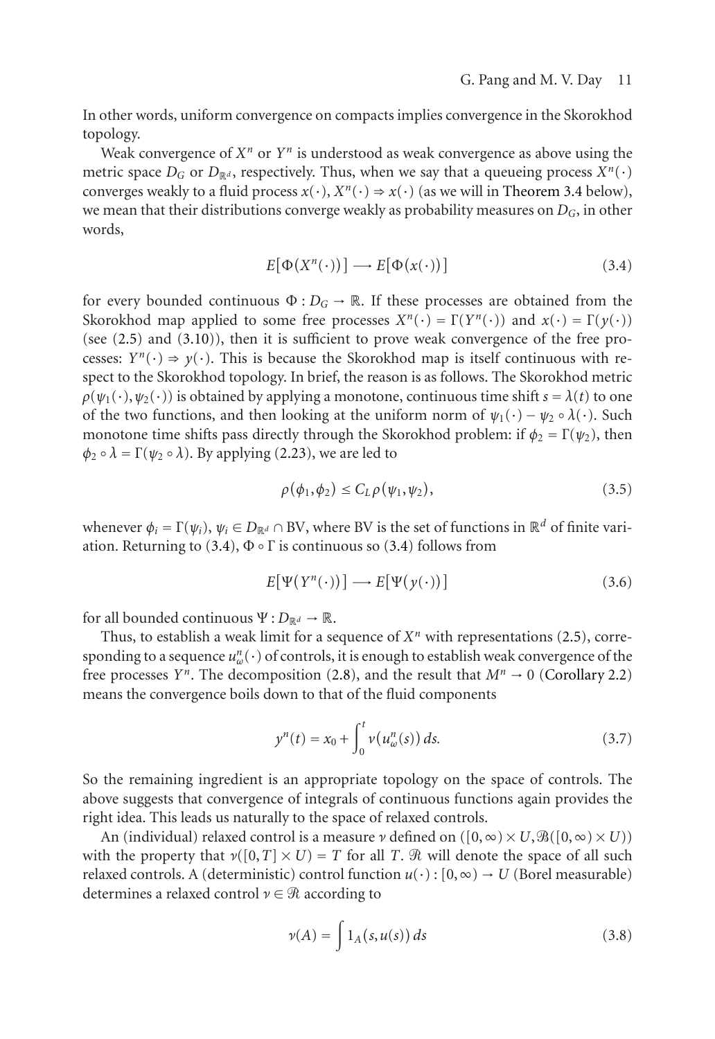In other words, uniform convergence on compacts implies convergence in the Skorokhod topology.

Weak convergence of $X^n$ or $Y^n$ is understood as weak convergence as above using the metric space $D_G$ or $D_{\mathbb{R}^d}$, respectively. Thus, when we say that a queueing process $X^n(\cdot)$ converges weakly to a fluid process $x(\cdot)$, $X^n(\cdot) \Rightarrow x(\cdot)$ (as we will in Theorem 3.4 below), we mean that their distributions converge weakly as probability measures on $D_G$, in other words,

$$E\big[\Phi(X^n(\cdot))\big] \longrightarrow E\big[\Phi(x(\cdot))\big] \tag{3.4}$$

for every bounded continuous $\Phi : D_G \to \mathbb{R}$. If these processes are obtained from the Skorokhod map applied to some free processes $X^n(\cdot) = \Gamma(Y^n(\cdot))$ and $x(\cdot) = \Gamma(y(\cdot))$ (see (2.5) and (3.10)), then it is sufficient to prove weak convergence of the free processes: $Y^n(\cdot) \Rightarrow y(\cdot)$. This is because the Skorokhod map is itself continuous with respect to the Skorokhod topology. In brief, the reason is as follows. The Skorokhod metric $\rho(\psi_1(\cdot), \psi_2(\cdot))$ is obtained by applying a monotone, continuous time shift $s = \lambda(t)$ to one of the two functions, and then looking at the uniform norm of $\psi_1(\cdot) - \psi_2 \circ \lambda(\cdot)$. Such monotone time shifts pass directly through the Skorokhod problem: if $\phi_2 = \Gamma(\psi_2)$, then $\phi_2 \circ \lambda = \Gamma(\psi_2 \circ \lambda)$. By applying (2.23), we are led to

$$\rho(\phi_1, \phi_2) \le C_L \rho(\psi_1, \psi_2), \tag{3.5}$$

whenever $\phi_i = \Gamma(\psi_i)$, $\psi_i \in D_{\mathbb{R}^d} \cap \mathrm{BV}$, where BV is the set of functions in $\mathbb{R}^d$ of finite variation. Returning to (3.4), $\Phi \circ \Gamma$ is continuous so (3.4) follows from

$$E\big[\Psi(Y^n(\cdot))\big] \longrightarrow E\big[\Psi(y(\cdot))\big] \tag{3.6}$$

for all bounded continuous $\Psi : D_{\mathbb{R}^d} \to \mathbb{R}$.

Thus, to establish a weak limit for a sequence of $X^n$ with representations (2.5), corresponding to a sequence $u^n_\omega(\cdot)$ of controls, it is enough to establish weak convergence of the free processes $Y^n$. The decomposition (2.8), and the result that $M^n \to 0$ (Corollary 2.2) means the convergence boils down to that of the fluid components

$$y^n(t) = x_0 + \int_0^t v\big(u^n_\omega(s)\big)\, ds. \tag{3.7}$$

So the remaining ingredient is an appropriate topology on the space of controls. The above suggests that convergence of integrals of continuous functions again provides the right idea. This leads us naturally to the space of relaxed controls.

An (individual) relaxed control is a measure $\nu$ defined on $([0,\infty) \times U, \mathcal{B}([0,\infty) \times U))$ with the property that $\nu([0,T] \times U) = T$ for all $T$. $\mathcal{R}$ will denote the space of all such relaxed controls. A (deterministic) control function $u(\cdot) : [0,\infty) \to U$ (Borel measurable) determines a relaxed control $\nu \in \mathcal{R}$ according to

$$\nu(A) = \int 1_A\big(s, u(s)\big)\, ds \tag{3.8}$$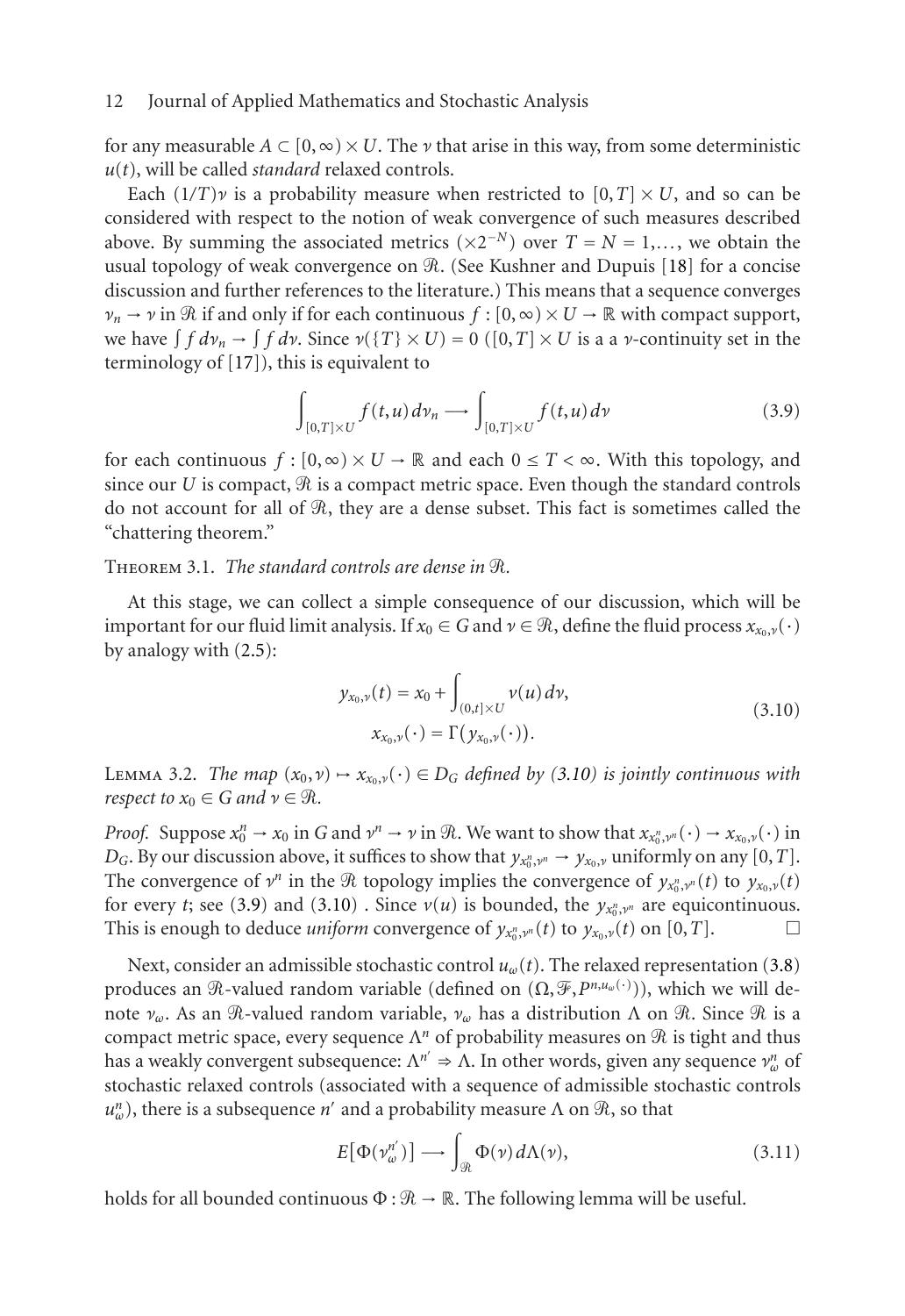for any measurable $A \subset [0,\infty) \times U$. The $\nu$ that arise in this way, from some deterministic $u(t)$, will be called *standard* relaxed controls.

Each $(1/T)\nu$ is a probability measure when restricted to $[0,T] \times U$, and so can be considered with respect to the notion of weak convergence of such measures described above. By summing the associated metrics $(\times 2^{-N})$ over $T = N = 1,\ldots$, we obtain the usual topology of weak convergence on $\mathcal{R}$. (See Kushner and Dupuis [18] for a concise discussion and further references to the literature.) This means that a sequence converges $\nu_n \to \nu$ in $\mathcal{R}$ if and only if for each continuous $f : [0,\infty) \times U \to \mathbb{R}$ with compact support, we have $\int f\,d\nu_n \to \int f\,d\nu$. Since $\nu(\{T\} \times U) = 0$ ($[0,T] \times U$ is a a $\nu$-continuity set in the terminology of [17]), this is equivalent to

$$\int_{[0,T]\times U} f(t,u)\,d\nu_n \longrightarrow \int_{[0,T]\times U} f(t,u)\,d\nu \tag{3.9}$$

for each continuous $f : [0,\infty) \times U \to \mathbb{R}$ and each $0 \le T < \infty$. With this topology, and since our $U$ is compact, $\mathcal{R}$ is a compact metric space. Even though the standard controls do not account for all of $\mathcal{R}$, they are a dense subset. This fact is sometimes called the "chattering theorem."

Theorem 3.1. *The standard controls are dense in $\mathcal{R}$.*

At this stage, we can collect a simple consequence of our discussion, which will be important for our fluid limit analysis. If $x_0 \in G$ and $\nu \in \mathcal{R}$, define the fluid process $x_{x_0,\nu}(\cdot)$ by analogy with (2.5):

$$\begin{aligned} y_{x_0,\nu}(t) &= x_0 + \int_{(0,t]\times U} \nu(u)\,d\nu, \\ x_{x_0,\nu}(\cdot) &= \Gamma\big(y_{x_0,\nu}(\cdot)\big). \end{aligned} \tag{3.10}$$

Lemma 3.2. *The map $(x_0,\nu) \mapsto x_{x_0,\nu}(\cdot) \in D_G$ defined by (3.10) is jointly continuous with respect to $x_0 \in G$ and $\nu \in \mathcal{R}$.*

*Proof.* Suppose $x_0^n \to x_0$ in $G$ and $\nu^n \to \nu$ in $\mathcal{R}$. We want to show that $x_{x_0^n,\nu^n}(\cdot) \to x_{x_0,\nu}(\cdot)$ in $D_G$. By our discussion above, it suffices to show that $y_{x_0^n,\nu^n} \to y_{x_0,\nu}$ uniformly on any $[0,T]$. The convergence of $\nu^n$ in the $\mathcal{R}$ topology implies the convergence of $y_{x_0^n,\nu^n}(t)$ to $y_{x_0,\nu}(t)$ for every $t$; see (3.9) and (3.10) . Since $\nu(u)$ is bounded, the $y_{x_0^n,\nu^n}$ are equicontinuous. This is enough to deduce *uniform* convergence of $y_{x_0^n,\nu^n}(t)$ to $y_{x_0,\nu}(t)$ on $[0,T]$. □

Next, consider an admissible stochastic control $u_\omega(t)$. The relaxed representation (3.8) produces an $\mathcal{R}$-valued random variable (defined on $(\Omega,\mathcal{F},P^{n,u_\omega(\cdot)})$), which we will denote $\nu_\omega$. As an $\mathcal{R}$-valued random variable, $\nu_\omega$ has a distribution $\Lambda$ on $\mathcal{R}$. Since $\mathcal{R}$ is a compact metric space, every sequence $\Lambda^n$ of probability measures on $\mathcal{R}$ is tight and thus has a weakly convergent subsequence: $\Lambda^{n'} \Rightarrow \Lambda$. In other words, given any sequence $\nu_\omega^n$ of stochastic relaxed controls (associated with a sequence of admissible stochastic controls $u_\omega^n$), there is a subsequence $n'$ and a probability measure $\Lambda$ on $\mathcal{R}$, so that

$$E\big[\Phi(\nu_\omega^{n'})\big] \longrightarrow \int_{\mathcal{R}} \Phi(\nu)\,d\Lambda(\nu), \tag{3.11}$$

holds for all bounded continuous $\Phi : \mathcal{R} \to \mathbb{R}$. The following lemma will be useful.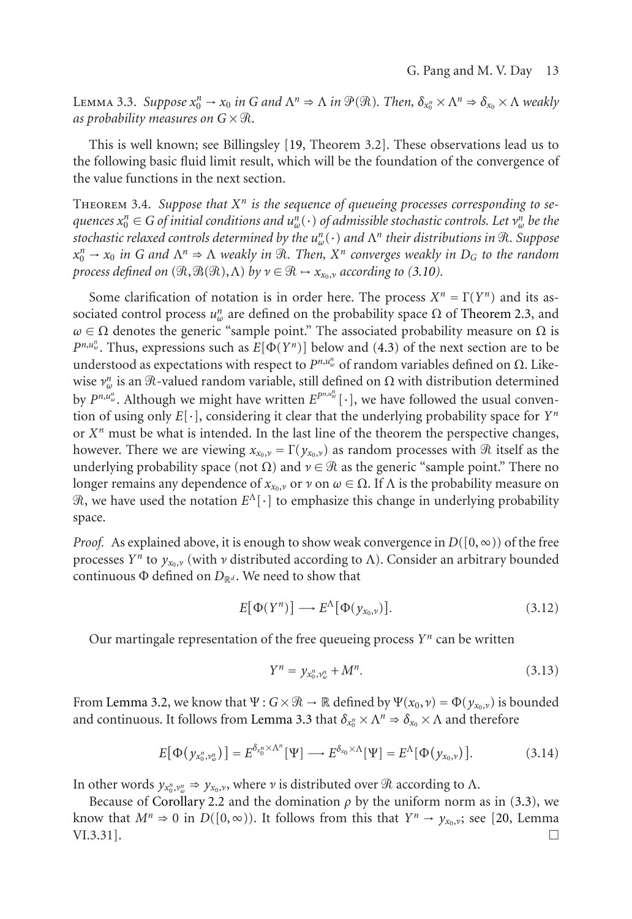Lemma 3.3. *Suppose $x_0^n \to x_0$ in $G$ and $\Lambda^n \Rightarrow \Lambda$ in $\mathcal{P}(\mathfrak{R})$. Then, $\delta_{x_0^n} \times \Lambda^n \Rightarrow \delta_{x_0} \times \Lambda$ weakly as probability measures on $G \times \mathfrak{R}$.*

This is well known; see Billingsley [19, Theorem 3.2]. These observations lead us to the following basic fluid limit result, which will be the foundation of the convergence of the value functions in the next section.

Theorem 3.4. *Suppose that $X^n$ is the sequence of queueing processes corresponding to sequences $x_0^n \in G$ of initial conditions and $u_\omega^n(\cdot)$ of admissible stochastic controls. Let $\nu_\omega^n$ be the stochastic relaxed controls determined by the $u_\omega^n(\cdot)$ and $\Lambda^n$ their distributions in $\mathfrak{R}$. Suppose $x_0^n \to x_0$ in $G$ and $\Lambda^n \Rightarrow \Lambda$ weakly in $\mathfrak{R}$. Then, $X^n$ converges weakly in $D_G$ to the random process defined on $(\mathfrak{R}, \mathcal{B}(\mathfrak{R}), \Lambda)$ by $\nu \in \mathfrak{R} \mapsto x_{x_0,\nu}$ according to (3.10).*

Some clarification of notation is in order here. The process $X^n = \Gamma(Y^n)$ and its associated control process $u_\omega^n$ are defined on the probability space $\Omega$ of Theorem 2.3, and $\omega \in \Omega$ denotes the generic "sample point." The associated probability measure on $\Omega$ is $P^{n,u_\omega^n}$. Thus, expressions such as $E[\Phi(Y^n)]$ below and (4.3) of the next section are to be understood as expectations with respect to $P^{n,u_\omega^n}$ of random variables defined on $\Omega$. Likewise $\nu_\omega^n$ is an $\mathfrak{R}$-valued random variable, still defined on $\Omega$ with distribution determined by $P^{n,u_\omega^n}$. Although we might have written $E^{P^{n,u_\omega^n}}[\cdot]$, we have followed the usual convention of using only $E[\cdot]$, considering it clear that the underlying probability space for $Y^n$ or $X^n$ must be what is intended. In the last line of the theorem the perspective changes, however. There we are viewing $x_{x_0,\nu} = \Gamma(y_{x_0,\nu})$ as random processes with $\mathfrak{R}$ itself as the underlying probability space (not $\Omega$) and $\nu \in \mathfrak{R}$ as the generic "sample point." There no longer remains any dependence of $x_{x_0,\nu}$ or $\nu$ on $\omega \in \Omega$. If $\Lambda$ is the probability measure on $\mathfrak{R}$, we have used the notation $E^\Lambda[\cdot]$ to emphasize this change in underlying probability space.

*Proof.* As explained above, it is enough to show weak convergence in $D([0,\infty))$ of the free processes $Y^n$ to $y_{x_0,\nu}$ (with $\nu$ distributed according to $\Lambda$). Consider an arbitrary bounded continuous $\Phi$ defined on $D_{\mathbb{R}^d}$. We need to show that

$$E[\Phi(Y^n)] \longrightarrow E^\Lambda[\Phi(y_{x_0,\nu})]. \tag{3.12}$$

Our martingale representation of the free queueing process $Y^n$ can be written

$$Y^n = y_{x_0^n,\nu_\omega^n} + M^n. \tag{3.13}$$

From Lemma 3.2, we know that $\Psi : G \times \mathfrak{R} \to \mathbb{R}$ defined by $\Psi(x_0,\nu) = \Phi(y_{x_0,\nu})$ is bounded and continuous. It follows from Lemma 3.3 that $\delta_{x_0^n} \times \Lambda^n \Rightarrow \delta_{x_0} \times \Lambda$ and therefore

$$E[\Phi(y_{x_0^n,\nu_\omega^n})] = E^{\delta_{x_0^n} \times \Lambda^n}[\Psi] \longrightarrow E^{\delta_{x_0} \times \Lambda}[\Psi] = E^\Lambda[\Phi(y_{x_0,\nu})]. \tag{3.14}$$

In other words $y_{x_0^n,\nu_\omega^n} \Rightarrow y_{x_0,\nu}$, where $\nu$ is distributed over $\mathfrak{R}$ according to $\Lambda$.

Because of Corollary 2.2 and the domination $\rho$ by the uniform norm as in (3.3), we know that $M^n \Rightarrow 0$ in $D([0,\infty))$. It follows from this that $Y^n \to y_{x_0,\nu}$; see [20, Lemma VI.3.31]. □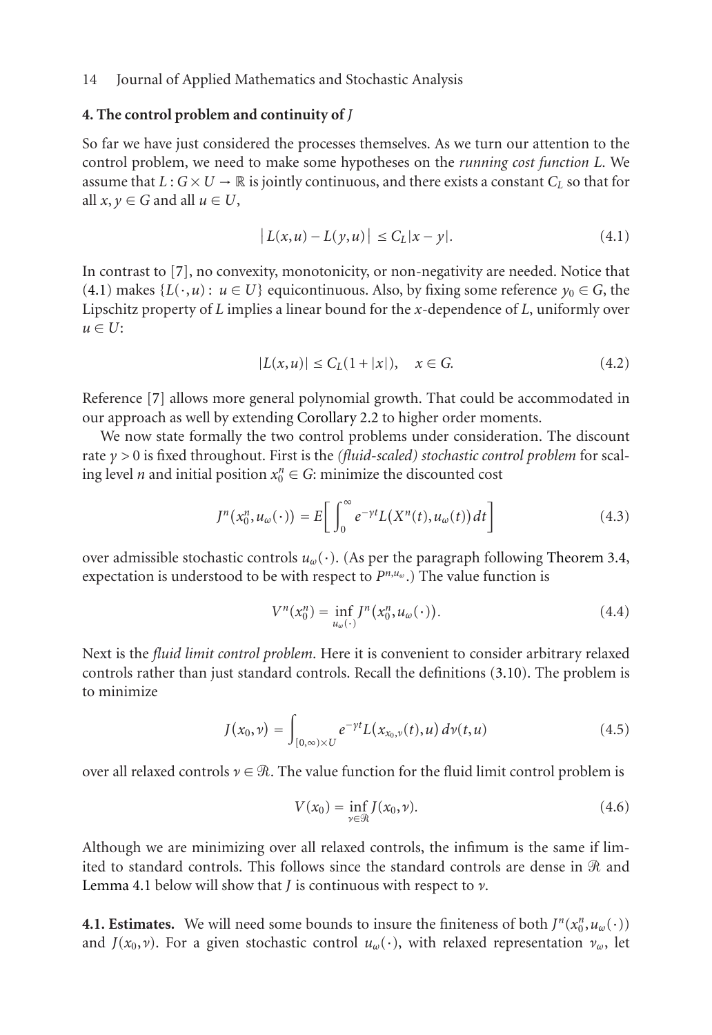## 4. The control problem and continuity of $J$

So far we have just considered the processes themselves. As we turn our attention to the control problem, we need to make some hypotheses on the *running cost function* $L$. We assume that $L : G \times U \to \mathbb{R}$ is jointly continuous, and there exists a constant $C_L$ so that for all $x, y \in G$ and all $u \in U$,

$$\left| L(x,u) - L(y,u) \right| \leq C_L |x - y|. \tag{4.1}$$

In contrast to [7], no convexity, monotonicity, or non-negativity are needed. Notice that (4.1) makes $\{L(\cdot, u) : u \in U\}$ equicontinuous. Also, by fixing some reference $y_0 \in G$, the Lipschitz property of $L$ implies a linear bound for the $x$-dependence of $L$, uniformly over $u \in U$:

$$|L(x,u)| \leq C_L(1 + |x|), \quad x \in G. \tag{4.2}$$

Reference [7] allows more general polynomial growth. That could be accommodated in our approach as well by extending Corollary 2.2 to higher order moments.

We now state formally the two control problems under consideration. The discount rate $\gamma > 0$ is fixed throughout. First is the *(fluid-scaled) stochastic control problem* for scaling level $n$ and initial position $x_0^n \in G$: minimize the discounted cost

$$J^n(x_0^n, u_\omega(\cdot)) = E\left[ \int_0^\infty e^{-\gamma t} L(X^n(t), u_\omega(t))\, dt \right] \tag{4.3}$$

over admissible stochastic controls $u_\omega(\cdot)$. (As per the paragraph following Theorem 3.4, expectation is understood to be with respect to $P^{n,u_\omega}$.) The value function is

$$V^n(x_0^n) = \inf_{u_\omega(\cdot)} J^n(x_0^n, u_\omega(\cdot)). \tag{4.4}$$

Next is the *fluid limit control problem*. Here it is convenient to consider arbitrary relaxed controls rather than just standard controls. Recall the definitions (3.10). The problem is to minimize

$$J(x_0, \nu) = \int_{[0,\infty) \times U} e^{-\gamma t} L(x_{x_0,\nu}(t), u)\, d\nu(t,u) \tag{4.5}$$

over all relaxed controls $\nu \in \mathcal{R}$. The value function for the fluid limit control problem is

$$V(x_0) = \inf_{\nu \in \mathcal{R}} J(x_0, \nu). \tag{4.6}$$

Although we are minimizing over all relaxed controls, the infimum is the same if limited to standard controls. This follows since the standard controls are dense in $\mathcal{R}$ and Lemma 4.1 below will show that $J$ is continuous with respect to $\nu$.

**4.1. Estimates.** We will need some bounds to insure the finiteness of both $J^n(x_0^n, u_\omega(\cdot))$ and $J(x_0, \nu)$. For a given stochastic control $u_\omega(\cdot)$, with relaxed representation $\nu_\omega$, let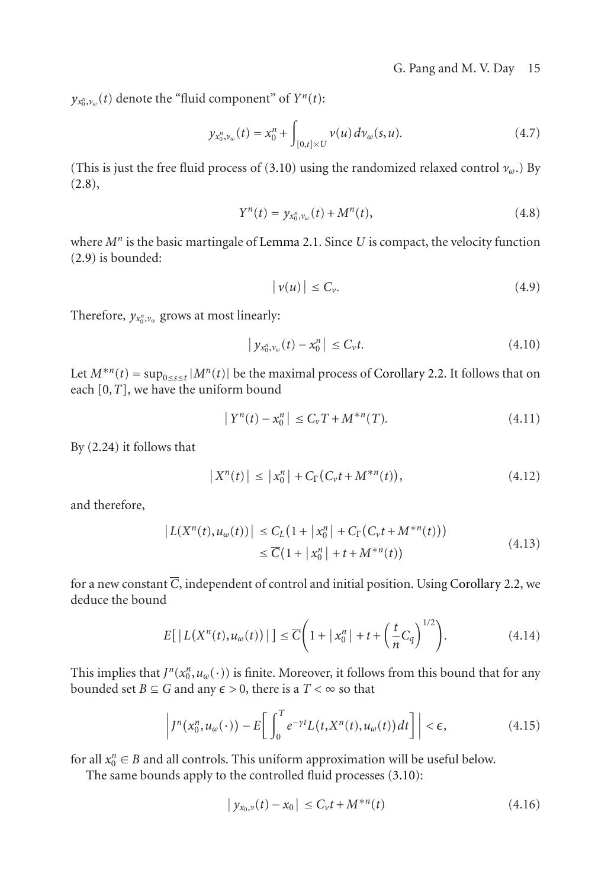$y_{x_0^n,\nu_\omega}(t)$ denote the "fluid component" of $Y^n(t)$:

$$y_{x_0^n,\nu_\omega}(t) = x_0^n + \int_{[0,t]\times U} v(u)\, d\nu_\omega(s,u). \tag{4.7}$$

(This is just the free fluid process of (3.10) using the randomized relaxed control $\nu_\omega$.) By (2.8),

$$Y^n(t) = y_{x_0^n,\nu_\omega}(t) + M^n(t), \tag{4.8}$$

where $M^n$ is the basic martingale of Lemma 2.1. Since $U$ is compact, the velocity function (2.9) is bounded:

$$|v(u)| \le C_v. \tag{4.9}$$

Therefore, $y_{x_0^n,\nu_\omega}$ grows at most linearly:

$$|y_{x_0^n,\nu_\omega}(t) - x_0^n| \le C_v t. \tag{4.10}$$

Let $M^{*n}(t) = \sup_{0\le s\le t} |M^n(t)|$ be the maximal process of Corollary 2.2. It follows that on each $[0,T]$, we have the uniform bound

$$|Y^n(t) - x_0^n| \le C_v T + M^{*n}(T). \tag{4.11}$$

By (2.24) it follows that

$$|X^n(t)| \le |x_0^n| + C_\Gamma\big(C_v t + M^{*n}(t)\big), \tag{4.12}$$

and therefore,

$$\begin{aligned} |L(X^n(t), u_\omega(t))| &\le C_L\big(1 + |x_0^n| + C_\Gamma\big(C_v t + M^{*n}(t)\big)\big) \\ &\le \overline{C}\big(1 + |x_0^n| + t + M^{*n}(t)\big) \end{aligned} \tag{4.13}$$

for a new constant $\overline{C}$, independent of control and initial position. Using Corollary 2.2, we deduce the bound

$$E\big[|L(X^n(t), u_\omega(t))|\big] \le \overline{C}\left(1 + |x_0^n| + t + \left(\frac{t}{n}C_q\right)^{1/2}\right). \tag{4.14}$$

This implies that $J^n(x_0^n, u_\omega(\cdot))$ is finite. Moreover, it follows from this bound that for any bounded set $B \subseteq G$ and any $\epsilon > 0$, there is a $T < \infty$ so that

$$\left| J^n(x_0^n, u_\omega(\cdot)) - E\left[\int_0^T e^{-\gamma t} L(t, X^n(t), u_\omega(t))\, dt\right]\right| < \epsilon, \tag{4.15}$$

for all $x_0^n \in B$ and all controls. This uniform approximation will be useful below.

The same bounds apply to the controlled fluid processes (3.10):

$$|y_{x_0,\nu}(t) - x_0| \le C_v t + M^{*n}(t) \tag{4.16}$$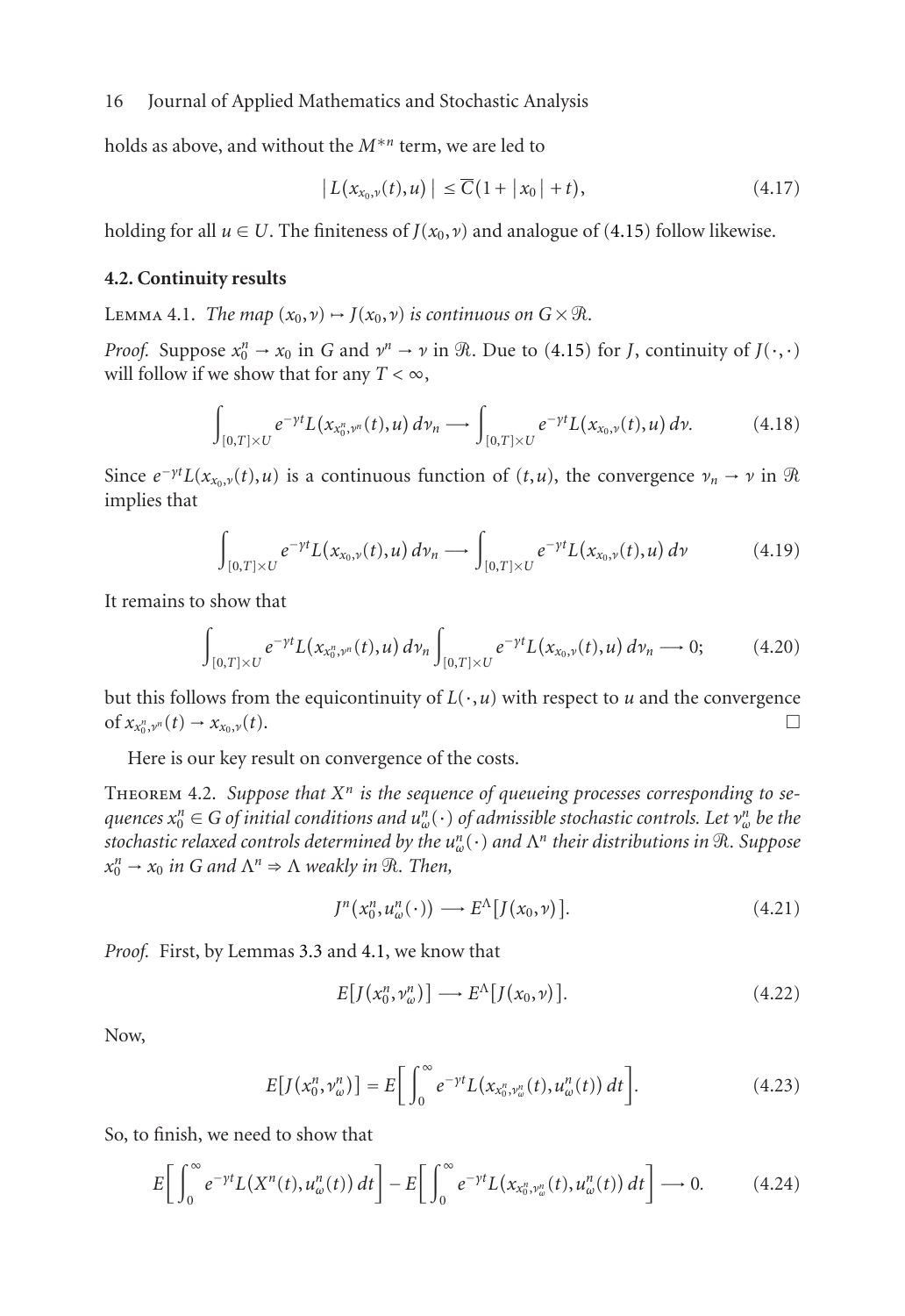holds as above, and without the $M^{*n}$ term, we are led to

$$\left| L(x_{x_0,\nu}(t),u) \right| \leq \overline{C}(1+|x_0|+t), \tag{4.17}$$

holding for all $u \in U$. The finiteness of $J(x_0,\nu)$ and analogue of (4.15) follow likewise.

### 4.2. Continuity results

LEMMA 4.1. *The map $(x_0,\nu) \mapsto J(x_0,\nu)$ is continuous on $G \times \mathcal{R}$.*

*Proof.* Suppose $x_0^n \to x_0$ in $G$ and $\nu^n \to \nu$ in $\mathcal{R}$. Due to (4.15) for $J$, continuity of $J(\cdot,\cdot)$ will follow if we show that for any $T < \infty$,

$$\int_{[0,T]\times U} e^{-\gamma t} L(x_{x_0^n,\nu^n}(t),u)\, d\nu_n \longrightarrow \int_{[0,T]\times U} e^{-\gamma t} L(x_{x_0,\nu}(t),u)\, d\nu. \tag{4.18}$$

Since $e^{-\gamma t}L(x_{x_0,\nu}(t),u)$ is a continuous function of $(t,u)$, the convergence $\nu_n \to \nu$ in $\mathcal{R}$ implies that

$$\int_{[0,T]\times U} e^{-\gamma t} L(x_{x_0,\nu}(t),u)\, d\nu_n \longrightarrow \int_{[0,T]\times U} e^{-\gamma t} L(x_{x_0,\nu}(t),u)\, d\nu \tag{4.19}$$

It remains to show that

$$\int_{[0,T]\times U} e^{-\gamma t} L(x_{x_0^n,\nu^n}(t),u)\, d\nu_n \int_{[0,T]\times U} e^{-\gamma t} L(x_{x_0,\nu}(t),u)\, d\nu_n \longrightarrow 0; \tag{4.20}$$

but this follows from the equicontinuity of $L(\cdot,u)$ with respect to $u$ and the convergence of $x_{x_0^n,\nu^n}(t) \to x_{x_0,\nu}(t)$. □

Here is our key result on convergence of the costs.

THEOREM 4.2. *Suppose that $X^n$ is the sequence of queueing processes corresponding to sequences $x_0^n \in G$ of initial conditions and $u_\omega^n(\cdot)$ of admissible stochastic controls. Let $\nu_\omega^n$ be the stochastic relaxed controls determined by the $u_\omega^n(\cdot)$ and $\Lambda^n$ their distributions in $\mathcal{R}$. Suppose $x_0^n \to x_0$ in $G$ and $\Lambda^n \Rightarrow \Lambda$ weakly in $\mathcal{R}$. Then,*

$$J^n(x_0^n,u_\omega^n(\cdot)) \longrightarrow E^{\Lambda}[J(x_0,\nu)]. \tag{4.21}$$

*Proof.* First, by Lemmas 3.3 and 4.1, we know that

$$E[J(x_0^n,\nu_\omega^n)] \longrightarrow E^{\Lambda}[J(x_0,\nu)]. \tag{4.22}$$

Now,

$$E[J(x_0^n,\nu_\omega^n)] = E\left[\int_0^\infty e^{-\gamma t} L(x_{x_0^n,\nu_\omega^n}(t),u_\omega^n(t))\, dt\right]. \tag{4.23}$$

So, to finish, we need to show that

$$E\left[\int_0^\infty e^{-\gamma t} L(X^n(t),u_\omega^n(t))\, dt\right] - E\left[\int_0^\infty e^{-\gamma t} L(x_{x_0^n,\nu_\omega^n}(t),u_\omega^n(t))\, dt\right] \longrightarrow 0. \tag{4.24}$$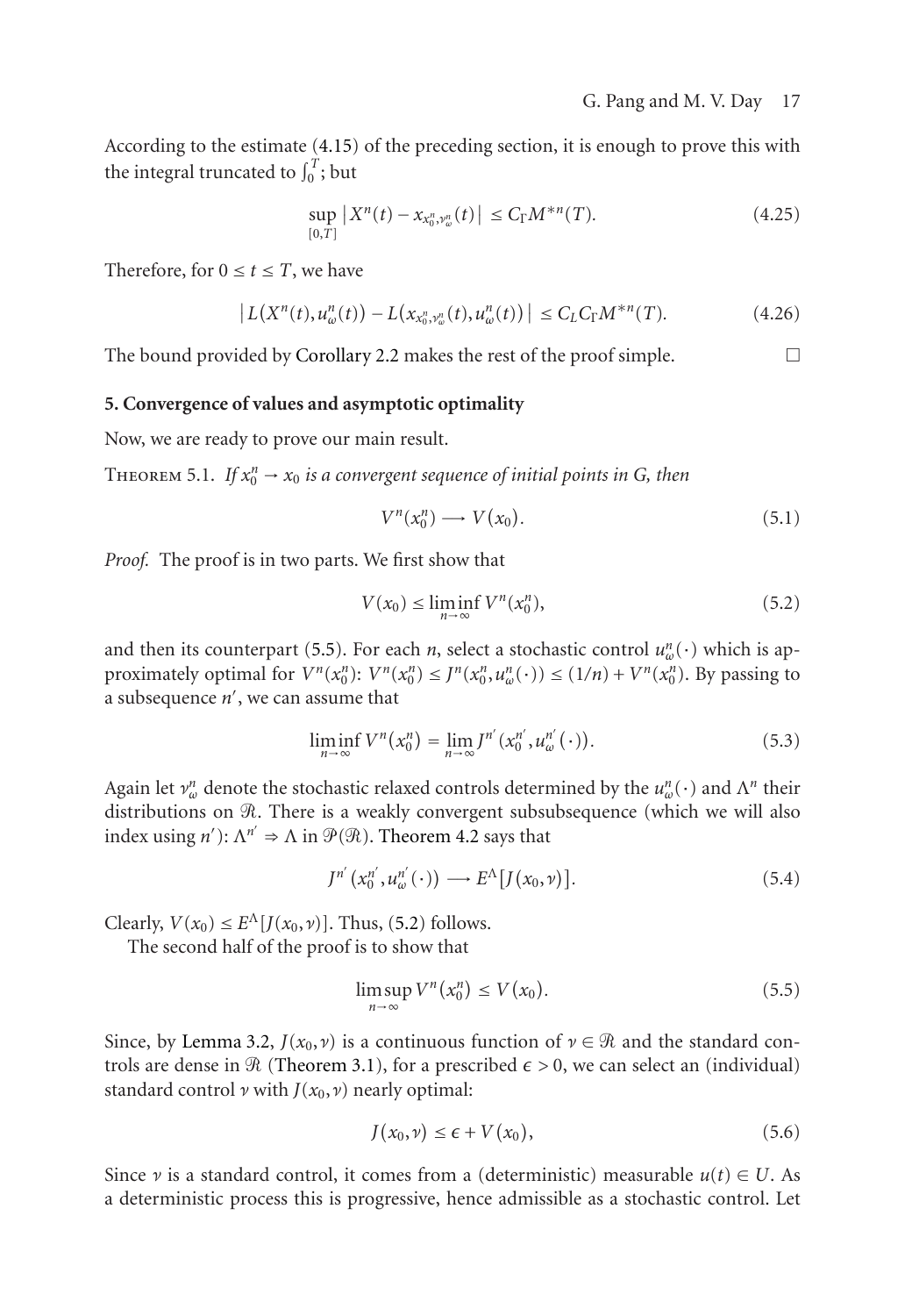According to the estimate (4.15) of the preceding section, it is enough to prove this with the integral truncated to $\int_0^T$; but

$$\sup_{[0,T]} \left| X^n(t) - x_{x_0^n, \nu_\omega^n}(t) \right| \le C_\Gamma M^{*n}(T). \tag{4.25}$$

Therefore, for $0 \le t \le T$, we have

$$\left| L\big(X^n(t), u_\omega^n(t)\big) - L\big(x_{x_0^n, \nu_\omega^n}(t), u_\omega^n(t)\big) \right| \le C_L C_\Gamma M^{*n}(T). \tag{4.26}$$

The bound provided by Corollary 2.2 makes the rest of the proof simple. □

## 5. Convergence of values and asymptotic optimality

Now, we are ready to prove our main result.

Theorem 5.1. *If $x_0^n \to x_0$ is a convergent sequence of initial points in $G$, then*

$$V^n(x_0^n) \longrightarrow V(x_0). \tag{5.1}$$

*Proof.* The proof is in two parts. We first show that

$$V(x_0) \le \liminf_{n \to \infty} V^n(x_0^n), \tag{5.2}$$

and then its counterpart (5.5). For each $n$, select a stochastic control $u_\omega^n(\cdot)$ which is approximately optimal for $V^n(x_0^n)$: $V^n(x_0^n) \le J^n(x_0^n, u_\omega^n(\cdot)) \le (1/n) + V^n(x_0^n)$. By passing to a subsequence $n'$, we can assume that

$$\liminf_{n \to \infty} V^n(x_0^n) = \lim_{n \to \infty} J^{n'}(x_0^{n'}, u_\omega^{n'}(\cdot)). \tag{5.3}$$

Again let $\nu_\omega^n$ denote the stochastic relaxed controls determined by the $u_\omega^n(\cdot)$ and $\Lambda^n$ their distributions on $\mathcal{R}$. There is a weakly convergent subsubsequence (which we will also index using $n'$): $\Lambda^{n'} \Rightarrow \Lambda$ in $\mathcal{P}(\mathcal{R})$. Theorem 4.2 says that

$$J^{n'}(x_0^{n'}, u_\omega^{n'}(\cdot)) \longrightarrow E^\Lambda[J(x_0, \nu)]. \tag{5.4}$$

Clearly, $V(x_0) \le E^\Lambda[J(x_0, \nu)]$. Thus, (5.2) follows.

The second half of the proof is to show that

$$\limsup_{n \to \infty} V^n(x_0^n) \le V(x_0). \tag{5.5}$$

Since, by Lemma 3.2, $J(x_0, \nu)$ is a continuous function of $\nu \in \mathcal{R}$ and the standard controls are dense in $\mathcal{R}$ (Theorem 3.1), for a prescribed $\epsilon > 0$, we can select an (individual) standard control $\nu$ with $J(x_0, \nu)$ nearly optimal:

$$J(x_0, \nu) \le \epsilon + V(x_0), \tag{5.6}$$

Since $\nu$ is a standard control, it comes from a (deterministic) measurable $u(t) \in U$. As a deterministic process this is progressive, hence admissible as a stochastic control. Let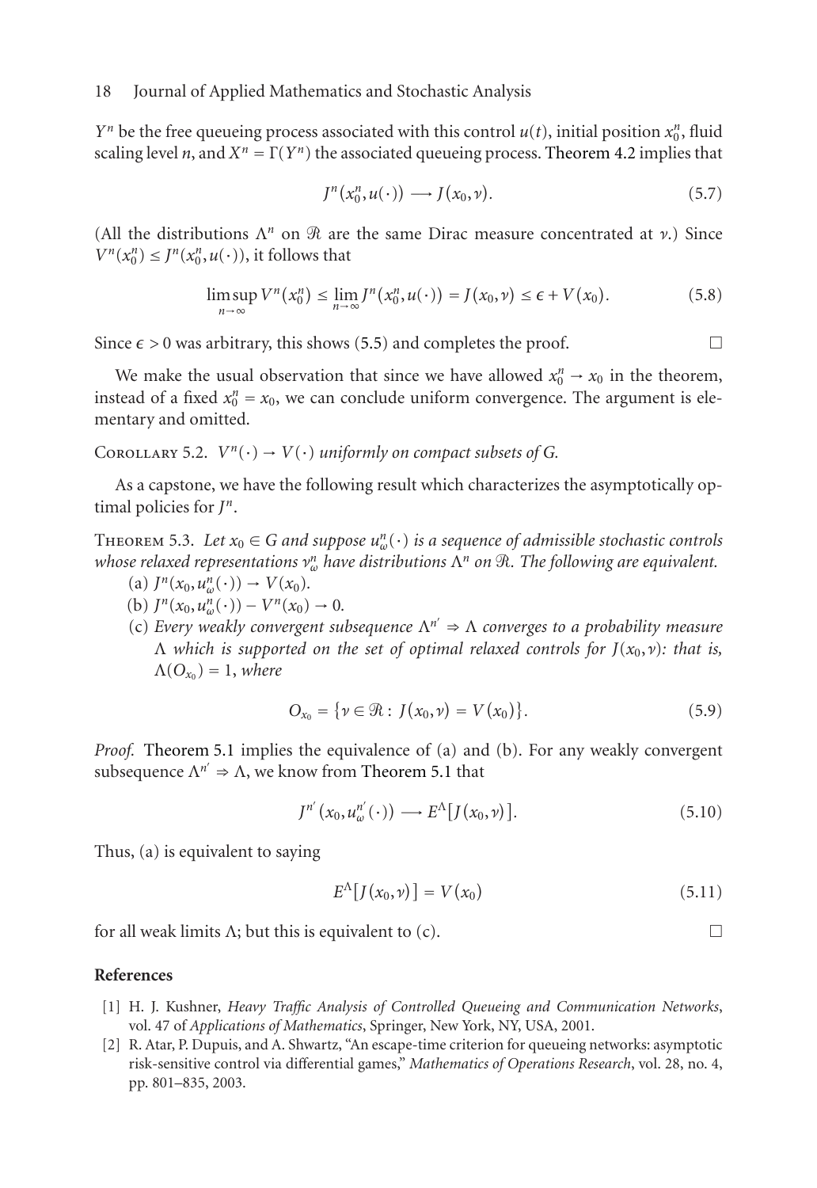$Y^n$ be the free queueing process associated with this control $u(t)$, initial position $x_0^n$, fluid scaling level $n$, and $X^n = \Gamma(Y^n)$ the associated queueing process. Theorem 4.2 implies that

$$J^n(x_0^n, u(\cdot)) \longrightarrow J(x_0, \nu). \tag{5.7}$$

(All the distributions $\Lambda^n$ on $\mathcal{R}$ are the same Dirac measure concentrated at $\nu$.) Since $V^n(x_0^n) \leq J^n(x_0^n, u(\cdot))$, it follows that

$$\limsup_{n\to\infty} V^n(x_0^n) \leq \lim_{n\to\infty} J^n(x_0^n, u(\cdot)) = J(x_0, \nu) \leq \epsilon + V(x_0). \tag{5.8}$$

Since $\epsilon > 0$ was arbitrary, this shows (5.5) and completes the proof. $\square$

We make the usual observation that since we have allowed $x_0^n \to x_0$ in the theorem, instead of a fixed $x_0^n = x_0$, we can conclude uniform convergence. The argument is elementary and omitted.

Corollary 5.2. *$V^n(\cdot) \to V(\cdot)$ uniformly on compact subsets of $G$.*

As a capstone, we have the following result which characterizes the asymptotically optimal policies for $J^n$.

Theorem 5.3. *Let $x_0 \in G$ and suppose $u_\omega^n(\cdot)$ is a sequence of admissible stochastic controls whose relaxed representations $\nu_\omega^n$ have distributions $\Lambda^n$ on $\mathcal{R}$. The following are equivalent.*

(a) $J^n(x_0, u_\omega^n(\cdot)) \to V(x_0)$.

(b) $J^n(x_0, u_\omega^n(\cdot)) - V^n(x_0) \to 0$.

(c) *Every weakly convergent subsequence $\Lambda^{n'} \Rightarrow \Lambda$ converges to a probability measure $\Lambda$ which is supported on the set of optimal relaxed controls for $J(x_0, \nu)$: that is, $\Lambda(O_{x_0}) = 1$, where*

$$O_{x_0} = \{\nu \in \mathcal{R} : J(x_0, \nu) = V(x_0)\}. \tag{5.9}$$

*Proof.* Theorem 5.1 implies the equivalence of (a) and (b). For any weakly convergent subsequence $\Lambda^{n'} \Rightarrow \Lambda$, we know from Theorem 5.1 that

$$J^{n'}(x_0, u_\omega^{n'}(\cdot)) \longrightarrow E^{\Lambda}[J(x_0, \nu)]. \tag{5.10}$$

Thus, (a) is equivalent to saying

$$E^{\Lambda}[J(x_0, \nu)] = V(x_0) \tag{5.11}$$

for all weak limits $\Lambda$; but this is equivalent to (c). $\square$

## References

[1] H. J. Kushner, *Heavy Traffic Analysis of Controlled Queueing and Communication Networks*, vol. 47 of *Applications of Mathematics*, Springer, New York, NY, USA, 2001.

[2] R. Atar, P. Dupuis, and A. Shwartz, "An escape-time criterion for queueing networks: asymptotic risk-sensitive control via differential games," *Mathematics of Operations Research*, vol. 28, no. 4, pp. 801–835, 2003.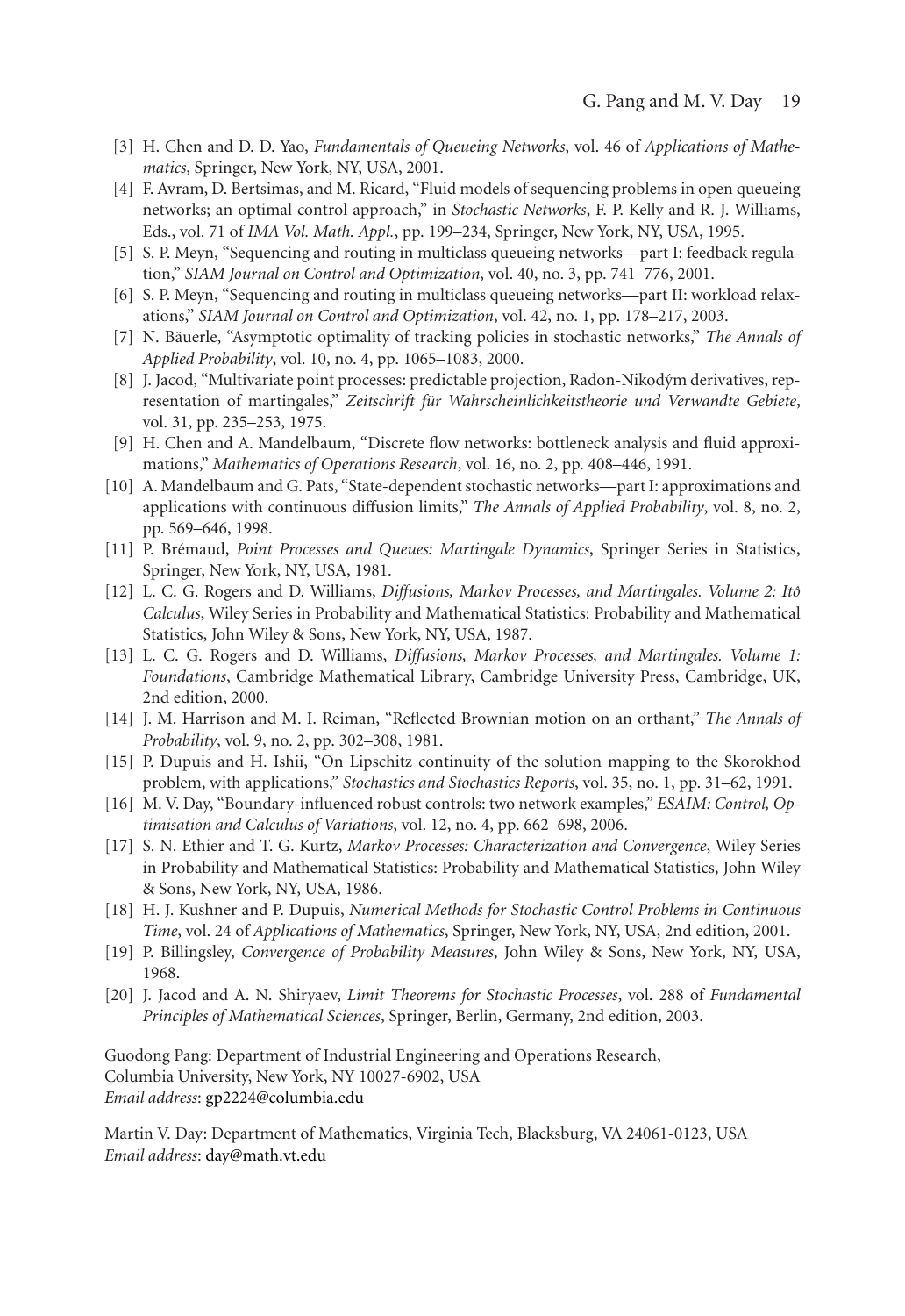[3] H. Chen and D. D. Yao, *Fundamentals of Queueing Networks*, vol. 46 of *Applications of Mathematics*, Springer, New York, NY, USA, 2001.

[4] F. Avram, D. Bertsimas, and M. Ricard, "Fluid models of sequencing problems in open queueing networks; an optimal control approach," in *Stochastic Networks*, F. P. Kelly and R. J. Williams, Eds., vol. 71 of *IMA Vol. Math. Appl.*, pp. 199–234, Springer, New York, NY, USA, 1995.

[5] S. P. Meyn, "Sequencing and routing in multiclass queueing networks—part I: feedback regulation," *SIAM Journal on Control and Optimization*, vol. 40, no. 3, pp. 741–776, 2001.

[6] S. P. Meyn, "Sequencing and routing in multiclass queueing networks—part II: workload relaxations," *SIAM Journal on Control and Optimization*, vol. 42, no. 1, pp. 178–217, 2003.

[7] N. Bäuerle, "Asymptotic optimality of tracking policies in stochastic networks," *The Annals of Applied Probability*, vol. 10, no. 4, pp. 1065–1083, 2000.

[8] J. Jacod, "Multivariate point processes: predictable projection, Radon-Nikodým derivatives, representation of martingales," *Zeitschrift für Wahrscheinlichkeitstheorie und Verwandte Gebiete*, vol. 31, pp. 235–253, 1975.

[9] H. Chen and A. Mandelbaum, "Discrete flow networks: bottleneck analysis and fluid approximations," *Mathematics of Operations Research*, vol. 16, no. 2, pp. 408–446, 1991.

[10] A. Mandelbaum and G. Pats, "State-dependent stochastic networks—part I: approximations and applications with continuous diffusion limits," *The Annals of Applied Probability*, vol. 8, no. 2, pp. 569–646, 1998.

[11] P. Brémaud, *Point Processes and Queues: Martingale Dynamics*, Springer Series in Statistics, Springer, New York, NY, USA, 1981.

[12] L. C. G. Rogers and D. Williams, *Diffusions, Markov Processes, and Martingales. Volume 2: Itô Calculus*, Wiley Series in Probability and Mathematical Statistics: Probability and Mathematical Statistics, John Wiley & Sons, New York, NY, USA, 1987.

[13] L. C. G. Rogers and D. Williams, *Diffusions, Markov Processes, and Martingales. Volume 1: Foundations*, Cambridge Mathematical Library, Cambridge University Press, Cambridge, UK, 2nd edition, 2000.

[14] J. M. Harrison and M. I. Reiman, "Reflected Brownian motion on an orthant," *The Annals of Probability*, vol. 9, no. 2, pp. 302–308, 1981.

[15] P. Dupuis and H. Ishii, "On Lipschitz continuity of the solution mapping to the Skorokhod problem, with applications," *Stochastics and Stochastics Reports*, vol. 35, no. 1, pp. 31–62, 1991.

[16] M. V. Day, "Boundary-influenced robust controls: two network examples," *ESAIM: Control, Optimisation and Calculus of Variations*, vol. 12, no. 4, pp. 662–698, 2006.

[17] S. N. Ethier and T. G. Kurtz, *Markov Processes: Characterization and Convergence*, Wiley Series in Probability and Mathematical Statistics: Probability and Mathematical Statistics, John Wiley & Sons, New York, NY, USA, 1986.

[18] H. J. Kushner and P. Dupuis, *Numerical Methods for Stochastic Control Problems in Continuous Time*, vol. 24 of *Applications of Mathematics*, Springer, New York, NY, USA, 2nd edition, 2001.

[19] P. Billingsley, *Convergence of Probability Measures*, John Wiley & Sons, New York, NY, USA, 1968.

[20] J. Jacod and A. N. Shiryaev, *Limit Theorems for Stochastic Processes*, vol. 288 of *Fundamental Principles of Mathematical Sciences*, Springer, Berlin, Germany, 2nd edition, 2003.

Guodong Pang: Department of Industrial Engineering and Operations Research, Columbia University, New York, NY 10027-6902, USA
*Email address*: gp2224@columbia.edu

Martin V. Day: Department of Mathematics, Virginia Tech, Blacksburg, VA 24061-0123, USA
*Email address*: day@math.vt.edu